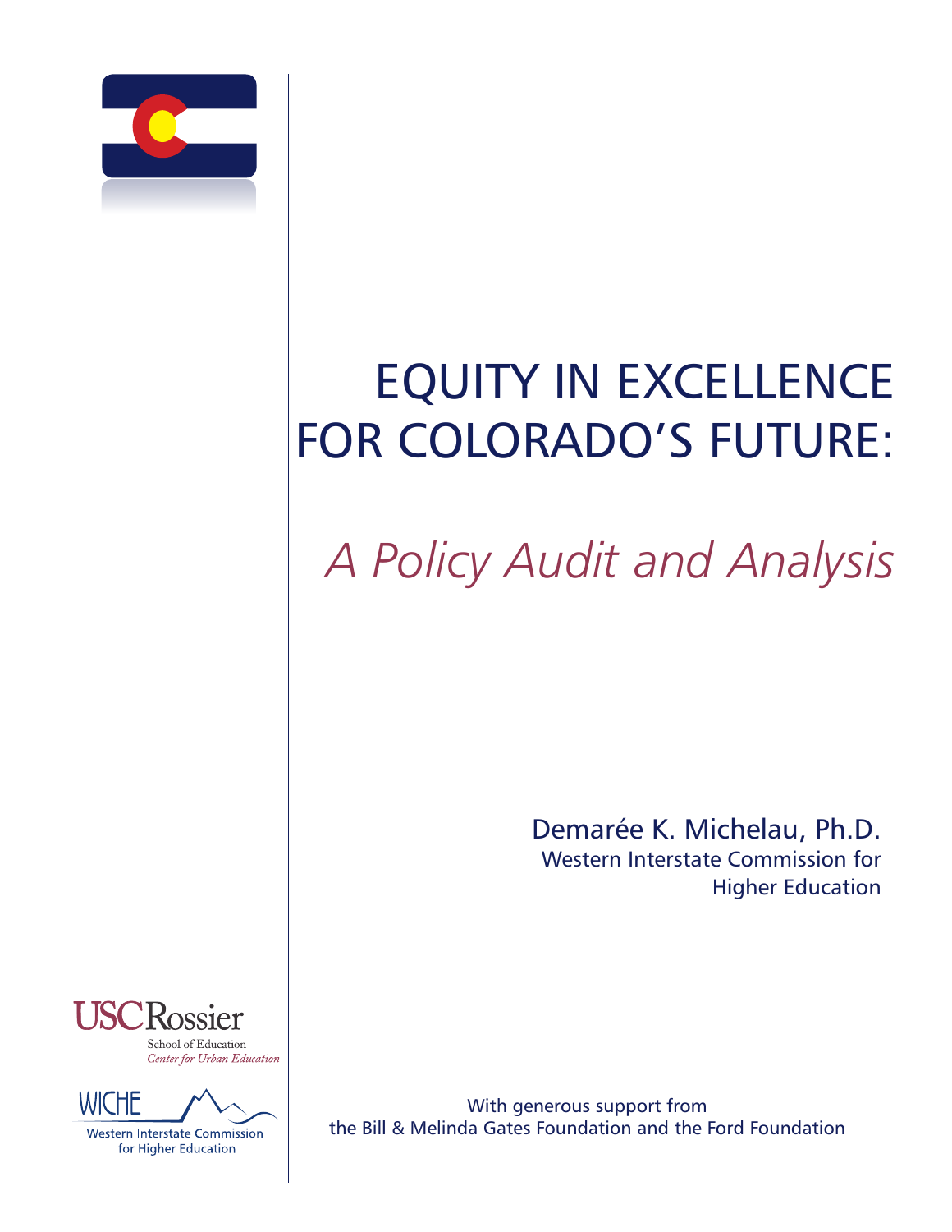# EQUITY IN EXCELLENCE FOR COLORADO'S FUTURE:

## *A Policy Audit and Analysis*

Demarée K. Michelau, Ph.D.
Western Interstate Commission for Higher Education

USC Rossier
School of Education
*Center for Urban Education*

WICHE
Western Interstate Commission for Higher Education

With generous support from the Bill & Melinda Gates Foundation and the Ford Foundation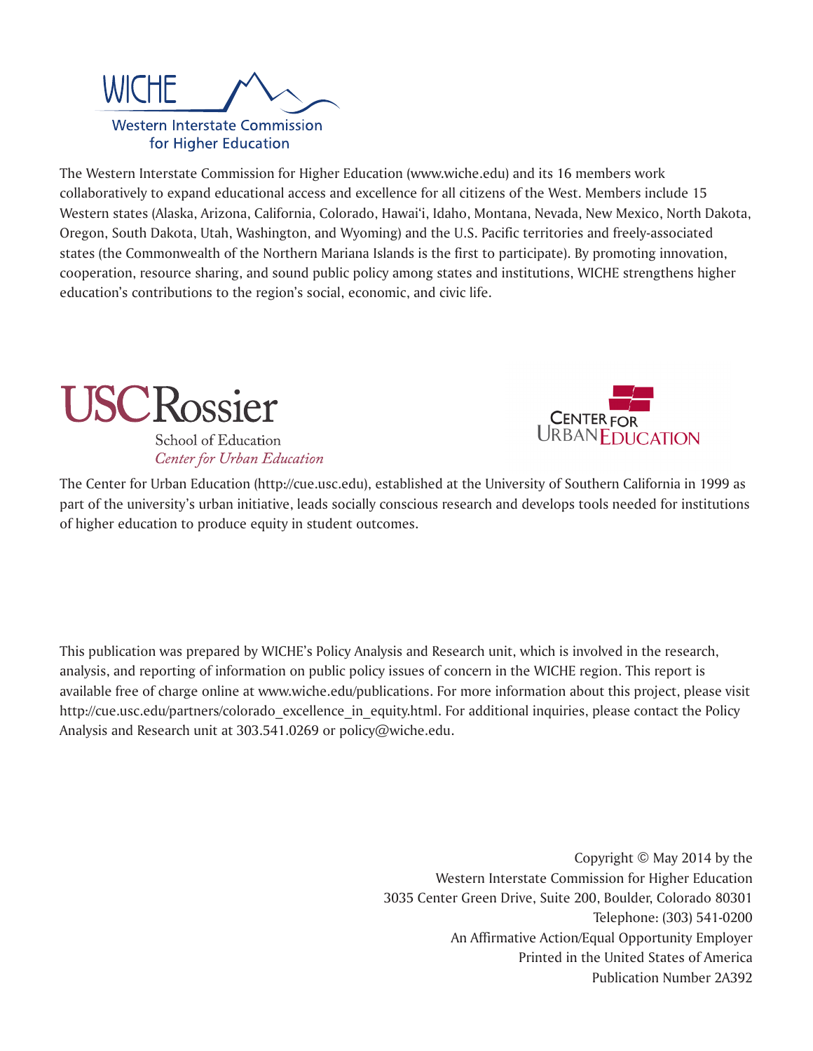WICHE

Western Interstate Commission for Higher Education

The Western Interstate Commission for Higher Education (www.wiche.edu) and its 16 members work collaboratively to expand educational access and excellence for all citizens of the West. Members include 15 Western states (Alaska, Arizona, California, Colorado, Hawai'i, Idaho, Montana, Nevada, New Mexico, North Dakota, Oregon, South Dakota, Utah, Washington, and Wyoming) and the U.S. Pacific territories and freely-associated states (the Commonwealth of the Northern Mariana Islands is the first to participate). By promoting innovation, cooperation, resource sharing, and sound public policy among states and institutions, WICHE strengthens higher education's contributions to the region's social, economic, and civic life.

USC Rossier School of Education *Center for Urban Education*

Center for Urban Education

The Center for Urban Education (http://cue.usc.edu), established at the University of Southern California in 1999 as part of the university's urban initiative, leads socially conscious research and develops tools needed for institutions of higher education to produce equity in student outcomes.

This publication was prepared by WICHE's Policy Analysis and Research unit, which is involved in the research, analysis, and reporting of information on public policy issues of concern in the WICHE region. This report is available free of charge online at www.wiche.edu/publications. For more information about this project, please visit http://cue.usc.edu/partners/colorado_excellence_in_equity.html. For additional inquiries, please contact the Policy Analysis and Research unit at 303.541.0269 or policy@wiche.edu.

Copyright © May 2014 by the
Western Interstate Commission for Higher Education
3035 Center Green Drive, Suite 200, Boulder, Colorado 80301
Telephone: (303) 541-0200
An Affirmative Action/Equal Opportunity Employer
Printed in the United States of America
Publication Number 2A392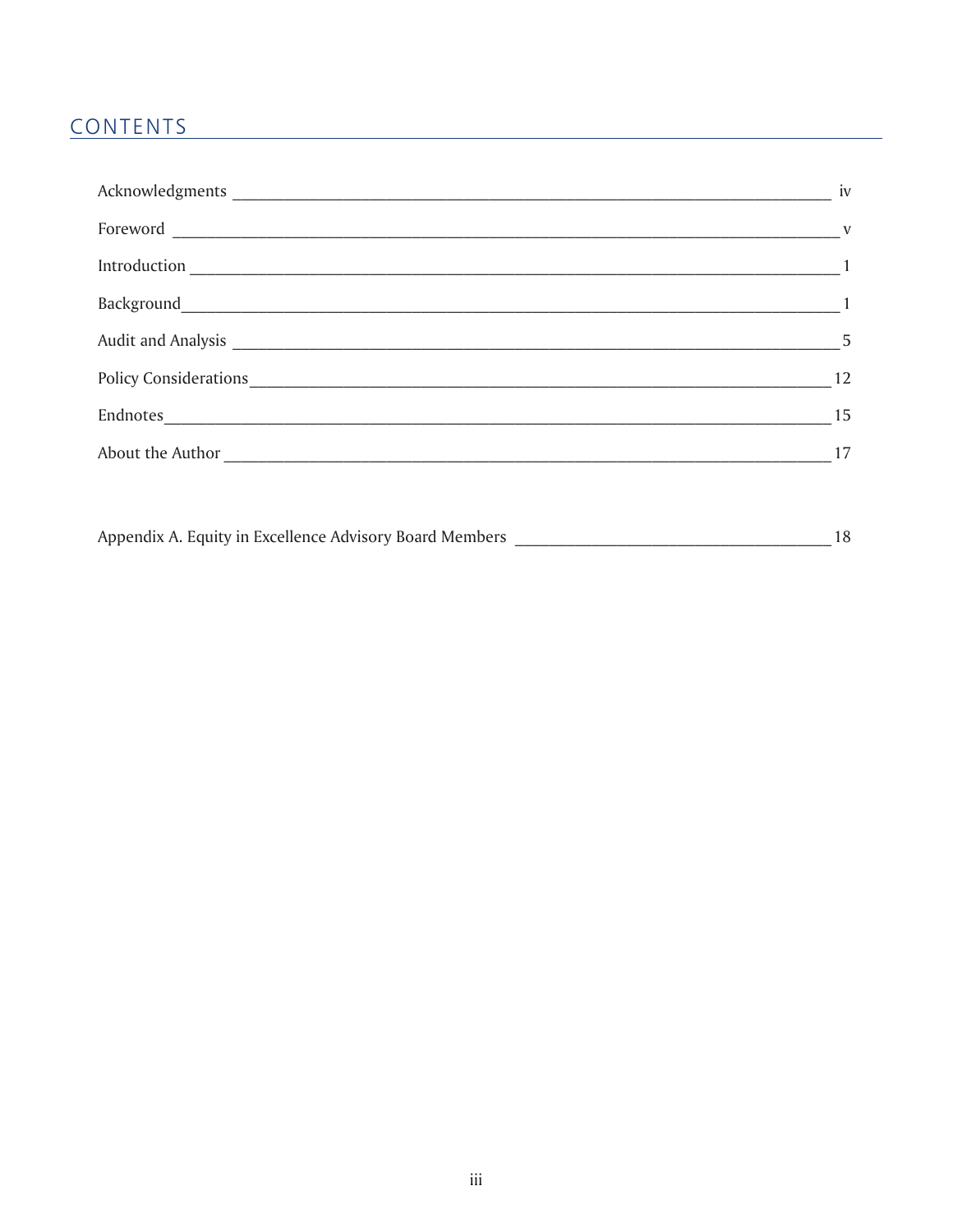# CONTENTS

| | |
|---|---|
| Acknowledgments | iv |
| Foreword | v |
| Introduction | 1 |
| Background | 1 |
| Audit and Analysis | 5 |
| Policy Considerations | 12 |
| Endnotes | 15 |
| About the Author | 17 |
| Appendix A. Equity in Excellence Advisory Board Members | 18 |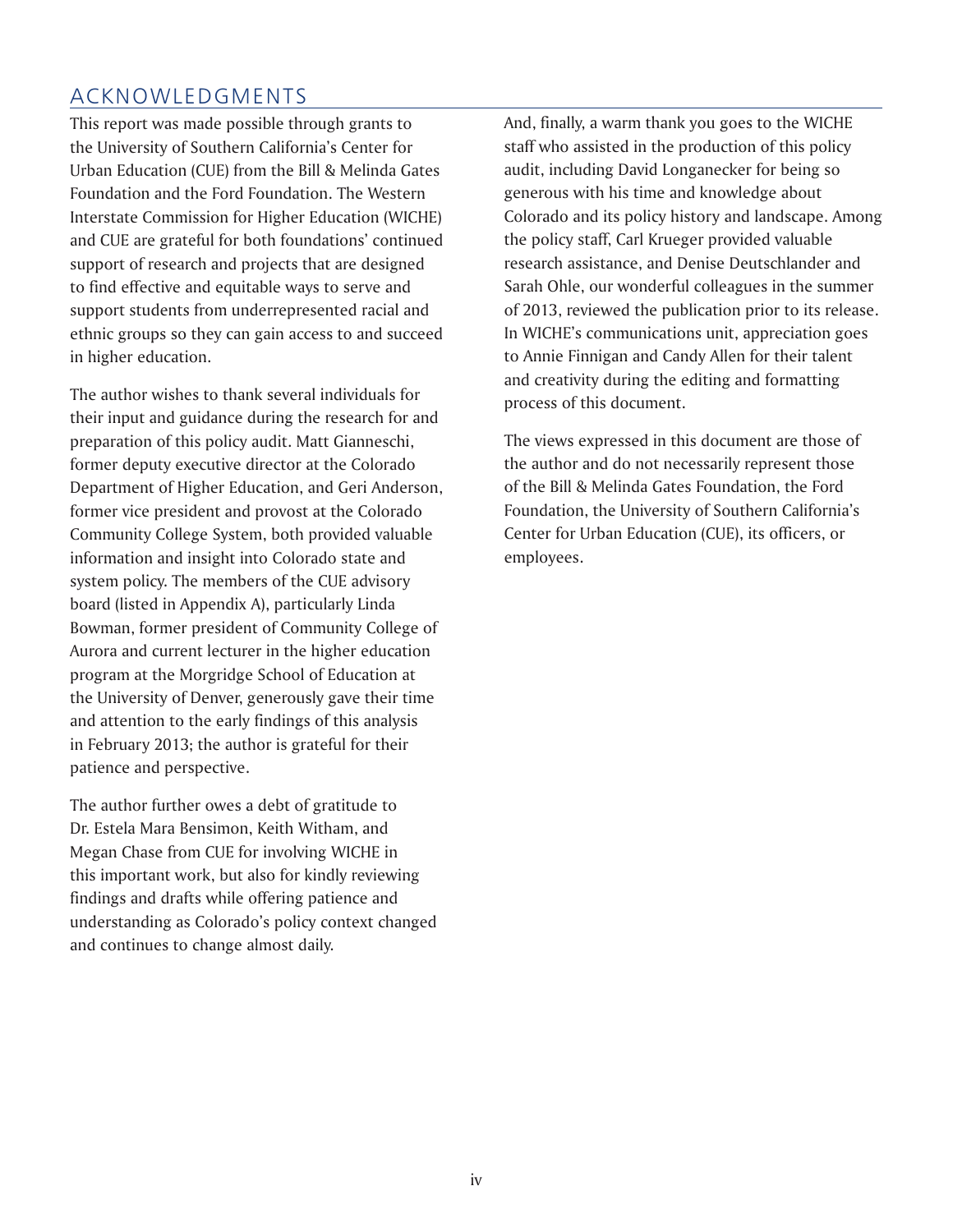## ACKNOWLEDGMENTS

This report was made possible through grants to the University of Southern California's Center for Urban Education (CUE) from the Bill & Melinda Gates Foundation and the Ford Foundation. The Western Interstate Commission for Higher Education (WICHE) and CUE are grateful for both foundations' continued support of research and projects that are designed to find effective and equitable ways to serve and support students from underrepresented racial and ethnic groups so they can gain access to and succeed in higher education.

The author wishes to thank several individuals for their input and guidance during the research for and preparation of this policy audit. Matt Gianneschi, former deputy executive director at the Colorado Department of Higher Education, and Geri Anderson, former vice president and provost at the Colorado Community College System, both provided valuable information and insight into Colorado state and system policy. The members of the CUE advisory board (listed in Appendix A), particularly Linda Bowman, former president of Community College of Aurora and current lecturer in the higher education program at the Morgridge School of Education at the University of Denver, generously gave their time and attention to the early findings of this analysis in February 2013; the author is grateful for their patience and perspective.

The author further owes a debt of gratitude to Dr. Estela Mara Bensimon, Keith Witham, and Megan Chase from CUE for involving WICHE in this important work, but also for kindly reviewing findings and drafts while offering patience and understanding as Colorado's policy context changed and continues to change almost daily.

And, finally, a warm thank you goes to the WICHE staff who assisted in the production of this policy audit, including David Longanecker for being so generous with his time and knowledge about Colorado and its policy history and landscape. Among the policy staff, Carl Krueger provided valuable research assistance, and Denise Deutschlander and Sarah Ohle, our wonderful colleagues in the summer of 2013, reviewed the publication prior to its release. In WICHE's communications unit, appreciation goes to Annie Finnigan and Candy Allen for their talent and creativity during the editing and formatting process of this document.

The views expressed in this document are those of the author and do not necessarily represent those of the Bill & Melinda Gates Foundation, the Ford Foundation, the University of Southern California's Center for Urban Education (CUE), its officers, or employees.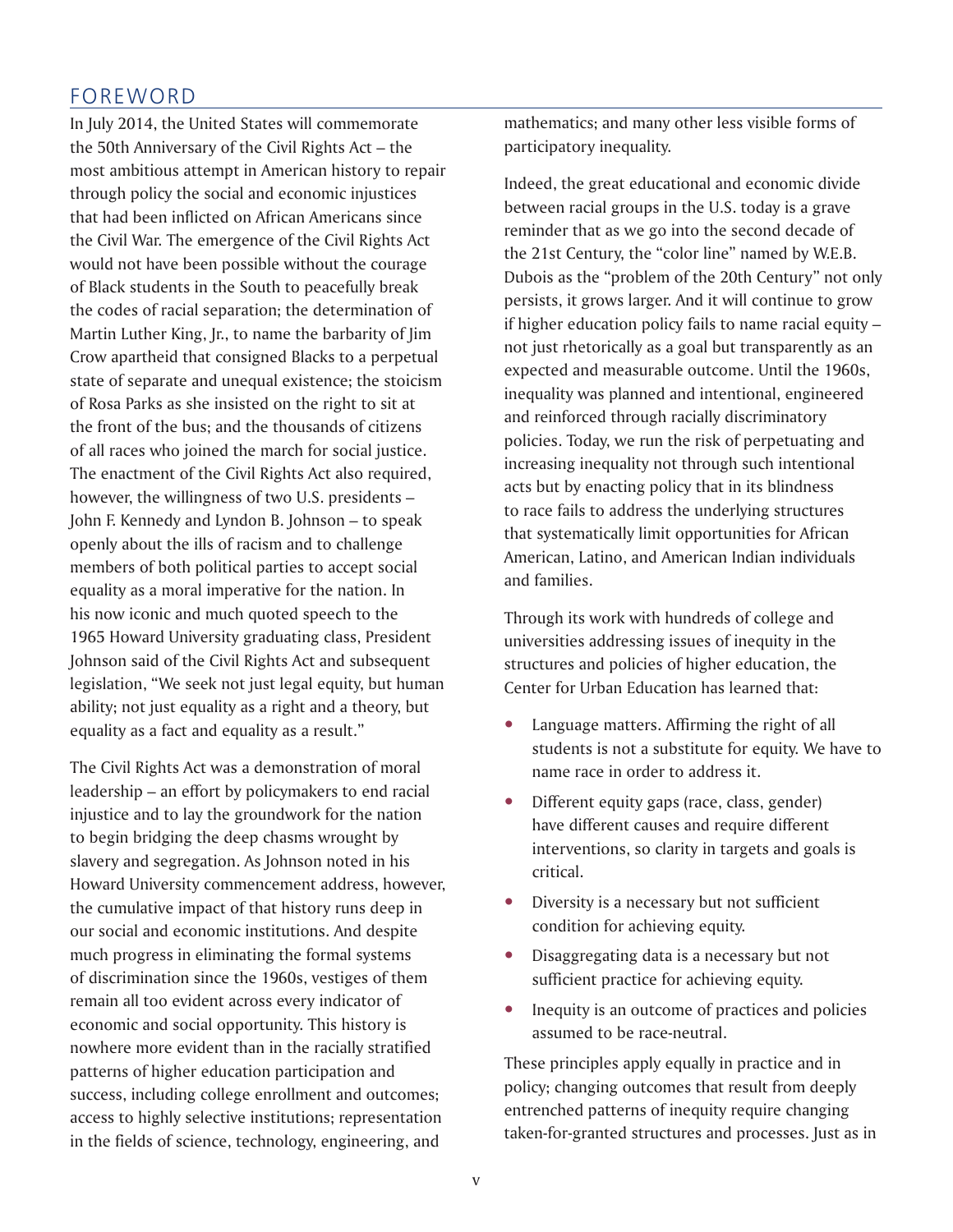# FOREWORD

In July 2014, the United States will commemorate the 50th Anniversary of the Civil Rights Act – the most ambitious attempt in American history to repair through policy the social and economic injustices that had been inflicted on African Americans since the Civil War. The emergence of the Civil Rights Act would not have been possible without the courage of Black students in the South to peacefully break the codes of racial separation; the determination of Martin Luther King, Jr., to name the barbarity of Jim Crow apartheid that consigned Blacks to a perpetual state of separate and unequal existence; the stoicism of Rosa Parks as she insisted on the right to sit at the front of the bus; and the thousands of citizens of all races who joined the march for social justice. The enactment of the Civil Rights Act also required, however, the willingness of two U.S. presidents – John F. Kennedy and Lyndon B. Johnson – to speak openly about the ills of racism and to challenge members of both political parties to accept social equality as a moral imperative for the nation. In his now iconic and much quoted speech to the 1965 Howard University graduating class, President Johnson said of the Civil Rights Act and subsequent legislation, "We seek not just legal equity, but human ability; not just equality as a right and a theory, but equality as a fact and equality as a result."

The Civil Rights Act was a demonstration of moral leadership – an effort by policymakers to end racial injustice and to lay the groundwork for the nation to begin bridging the deep chasms wrought by slavery and segregation. As Johnson noted in his Howard University commencement address, however, the cumulative impact of that history runs deep in our social and economic institutions. And despite much progress in eliminating the formal systems of discrimination since the 1960s, vestiges of them remain all too evident across every indicator of economic and social opportunity. This history is nowhere more evident than in the racially stratified patterns of higher education participation and success, including college enrollment and outcomes; access to highly selective institutions; representation in the fields of science, technology, engineering, and mathematics; and many other less visible forms of participatory inequality.

Indeed, the great educational and economic divide between racial groups in the U.S. today is a grave reminder that as we go into the second decade of the 21st Century, the "color line" named by W.E.B. Dubois as the "problem of the 20th Century" not only persists, it grows larger. And it will continue to grow if higher education policy fails to name racial equity – not just rhetorically as a goal but transparently as an expected and measurable outcome. Until the 1960s, inequality was planned and intentional, engineered and reinforced through racially discriminatory policies. Today, we run the risk of perpetuating and increasing inequality not through such intentional acts but by enacting policy that in its blindness to race fails to address the underlying structures that systematically limit opportunities for African American, Latino, and American Indian individuals and families.

Through its work with hundreds of college and universities addressing issues of inequity in the structures and policies of higher education, the Center for Urban Education has learned that:

- Language matters. Affirming the right of all students is not a substitute for equity. We have to name race in order to address it.
- Different equity gaps (race, class, gender) have different causes and require different interventions, so clarity in targets and goals is critical.
- Diversity is a necessary but not sufficient condition for achieving equity.
- Disaggregating data is a necessary but not sufficient practice for achieving equity.
- Inequity is an outcome of practices and policies assumed to be race-neutral.

These principles apply equally in practice and in policy; changing outcomes that result from deeply entrenched patterns of inequity require changing taken-for-granted structures and processes. Just as in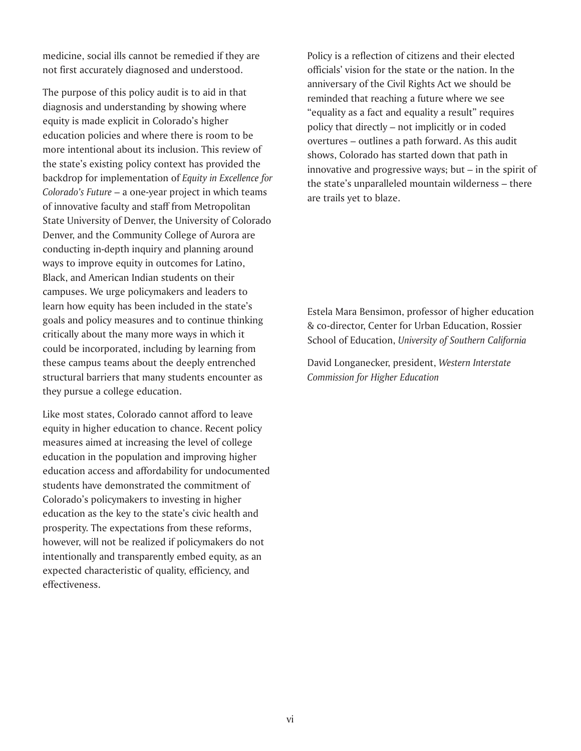medicine, social ills cannot be remedied if they are not first accurately diagnosed and understood.

The purpose of this policy audit is to aid in that diagnosis and understanding by showing where equity is made explicit in Colorado's higher education policies and where there is room to be more intentional about its inclusion. This review of the state's existing policy context has provided the backdrop for implementation of *Equity in Excellence for Colorado's Future* – a one-year project in which teams of innovative faculty and staff from Metropolitan State University of Denver, the University of Colorado Denver, and the Community College of Aurora are conducting in-depth inquiry and planning around ways to improve equity in outcomes for Latino, Black, and American Indian students on their campuses. We urge policymakers and leaders to learn how equity has been included in the state's goals and policy measures and to continue thinking critically about the many more ways in which it could be incorporated, including by learning from these campus teams about the deeply entrenched structural barriers that many students encounter as they pursue a college education.

Like most states, Colorado cannot afford to leave equity in higher education to chance. Recent policy measures aimed at increasing the level of college education in the population and improving higher education access and affordability for undocumented students have demonstrated the commitment of Colorado's policymakers to investing in higher education as the key to the state's civic health and prosperity. The expectations from these reforms, however, will not be realized if policymakers do not intentionally and transparently embed equity, as an expected characteristic of quality, efficiency, and effectiveness.

Policy is a reflection of citizens and their elected officials' vision for the state or the nation. In the anniversary of the Civil Rights Act we should be reminded that reaching a future where we see "equality as a fact and equality a result" requires policy that directly – not implicitly or in coded overtures – outlines a path forward. As this audit shows, Colorado has started down that path in innovative and progressive ways; but – in the spirit of the state's unparalleled mountain wilderness – there are trails yet to blaze.

Estela Mara Bensimon, professor of higher education & co-director, Center for Urban Education, Rossier School of Education, *University of Southern California*

David Longanecker, president, *Western Interstate Commission for Higher Education*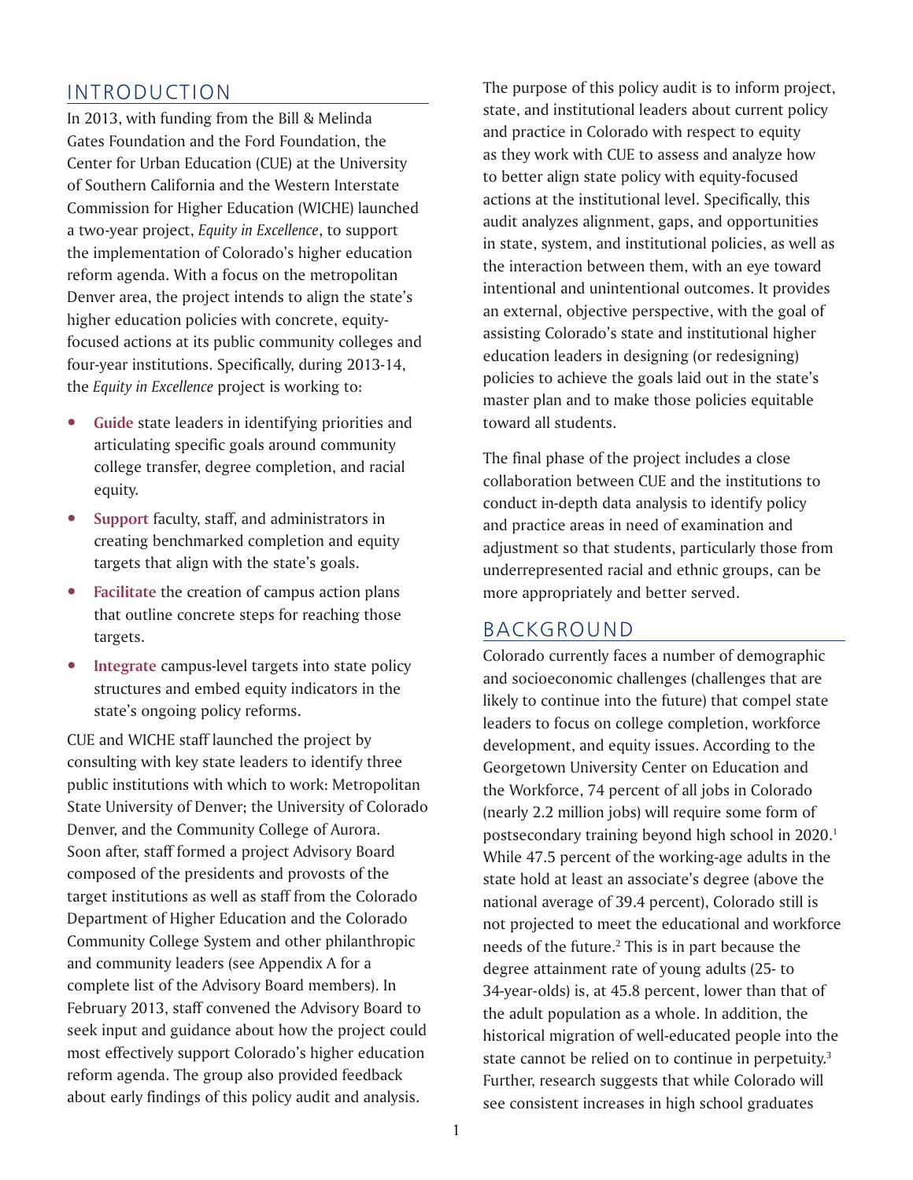## INTRODUCTION

In 2013, with funding from the Bill & Melinda Gates Foundation and the Ford Foundation, the Center for Urban Education (CUE) at the University of Southern California and the Western Interstate Commission for Higher Education (WICHE) launched a two-year project, *Equity in Excellence*, to support the implementation of Colorado's higher education reform agenda. With a focus on the metropolitan Denver area, the project intends to align the state's higher education policies with concrete, equity-focused actions at its public community colleges and four-year institutions. Specifically, during 2013-14, the *Equity in Excellence* project is working to:

- **Guide** state leaders in identifying priorities and articulating specific goals around community college transfer, degree completion, and racial equity.
- **Support** faculty, staff, and administrators in creating benchmarked completion and equity targets that align with the state's goals.
- **Facilitate** the creation of campus action plans that outline concrete steps for reaching those targets.
- **Integrate** campus-level targets into state policy structures and embed equity indicators in the state's ongoing policy reforms.

CUE and WICHE staff launched the project by consulting with key state leaders to identify three public institutions with which to work: Metropolitan State University of Denver; the University of Colorado Denver, and the Community College of Aurora. Soon after, staff formed a project Advisory Board composed of the presidents and provosts of the target institutions as well as staff from the Colorado Department of Higher Education and the Colorado Community College System and other philanthropic and community leaders (see Appendix A for a complete list of the Advisory Board members). In February 2013, staff convened the Advisory Board to seek input and guidance about how the project could most effectively support Colorado's higher education reform agenda. The group also provided feedback about early findings of this policy audit and analysis.

The purpose of this policy audit is to inform project, state, and institutional leaders about current policy and practice in Colorado with respect to equity as they work with CUE to assess and analyze how to better align state policy with equity-focused actions at the institutional level. Specifically, this audit analyzes alignment, gaps, and opportunities in state, system, and institutional policies, as well as the interaction between them, with an eye toward intentional and unintentional outcomes. It provides an external, objective perspective, with the goal of assisting Colorado's state and institutional higher education leaders in designing (or redesigning) policies to achieve the goals laid out in the state's master plan and to make those policies equitable toward all students.

The final phase of the project includes a close collaboration between CUE and the institutions to conduct in-depth data analysis to identify policy and practice areas in need of examination and adjustment so that students, particularly those from underrepresented racial and ethnic groups, can be more appropriately and better served.

## BACKGROUND

Colorado currently faces a number of demographic and socioeconomic challenges (challenges that are likely to continue into the future) that compel state leaders to focus on college completion, workforce development, and equity issues. According to the Georgetown University Center on Education and the Workforce, 74 percent of all jobs in Colorado (nearly 2.2 million jobs) will require some form of postsecondary training beyond high school in 2020.[1] While 47.5 percent of the working-age adults in the state hold at least an associate's degree (above the national average of 39.4 percent), Colorado still is not projected to meet the educational and workforce needs of the future.[2] This is in part because the degree attainment rate of young adults (25- to 34-year-olds) is, at 45.8 percent, lower than that of the adult population as a whole. In addition, the historical migration of well-educated people into the state cannot be relied on to continue in perpetuity.[3] Further, research suggests that while Colorado will see consistent increases in high school graduates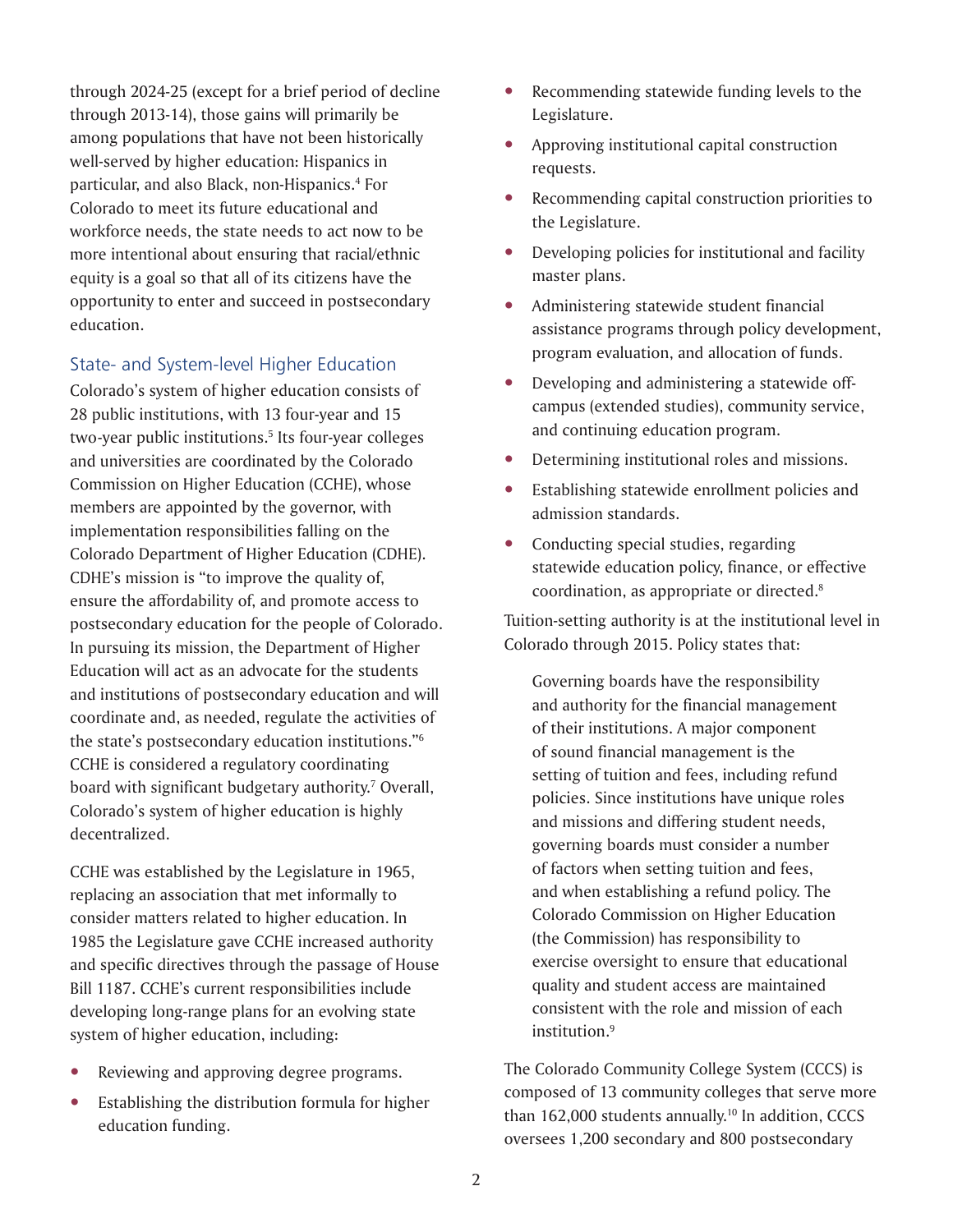through 2024-25 (except for a brief period of decline through 2013-14), those gains will primarily be among populations that have not been historically well-served by higher education: Hispanics in particular, and also Black, non-Hispanics.[4] For Colorado to meet its future educational and workforce needs, the state needs to act now to be more intentional about ensuring that racial/ethnic equity is a goal so that all of its citizens have the opportunity to enter and succeed in postsecondary education.

## State- and System-level Higher Education

Colorado's system of higher education consists of 28 public institutions, with 13 four-year and 15 two-year public institutions.[5] Its four-year colleges and universities are coordinated by the Colorado Commission on Higher Education (CCHE), whose members are appointed by the governor, with implementation responsibilities falling on the Colorado Department of Higher Education (CDHE). CDHE's mission is "to improve the quality of, ensure the affordability of, and promote access to postsecondary education for the people of Colorado. In pursuing its mission, the Department of Higher Education will act as an advocate for the students and institutions of postsecondary education and will coordinate and, as needed, regulate the activities of the state's postsecondary education institutions."[6] CCHE is considered a regulatory coordinating board with significant budgetary authority.[7] Overall, Colorado's system of higher education is highly decentralized.

CCHE was established by the Legislature in 1965, replacing an association that met informally to consider matters related to higher education. In 1985 the Legislature gave CCHE increased authority and specific directives through the passage of House Bill 1187. CCHE's current responsibilities include developing long-range plans for an evolving state system of higher education, including:

- Reviewing and approving degree programs.
- Establishing the distribution formula for higher education funding.
- Recommending statewide funding levels to the Legislature.
- Approving institutional capital construction requests.
- Recommending capital construction priorities to the Legislature.
- Developing policies for institutional and facility master plans.
- Administering statewide student financial assistance programs through policy development, program evaluation, and allocation of funds.
- Developing and administering a statewide off-campus (extended studies), community service, and continuing education program.
- Determining institutional roles and missions.
- Establishing statewide enrollment policies and admission standards.
- Conducting special studies, regarding statewide education policy, finance, or effective coordination, as appropriate or directed.[8]

Tuition-setting authority is at the institutional level in Colorado through 2015. Policy states that:

> Governing boards have the responsibility and authority for the financial management of their institutions. A major component of sound financial management is the setting of tuition and fees, including refund policies. Since institutions have unique roles and missions and differing student needs, governing boards must consider a number of factors when setting tuition and fees, and when establishing a refund policy. The Colorado Commission on Higher Education (the Commission) has responsibility to exercise oversight to ensure that educational quality and student access are maintained consistent with the role and mission of each institution.[9]

The Colorado Community College System (CCCS) is composed of 13 community colleges that serve more than 162,000 students annually.[10] In addition, CCCS oversees 1,200 secondary and 800 postsecondary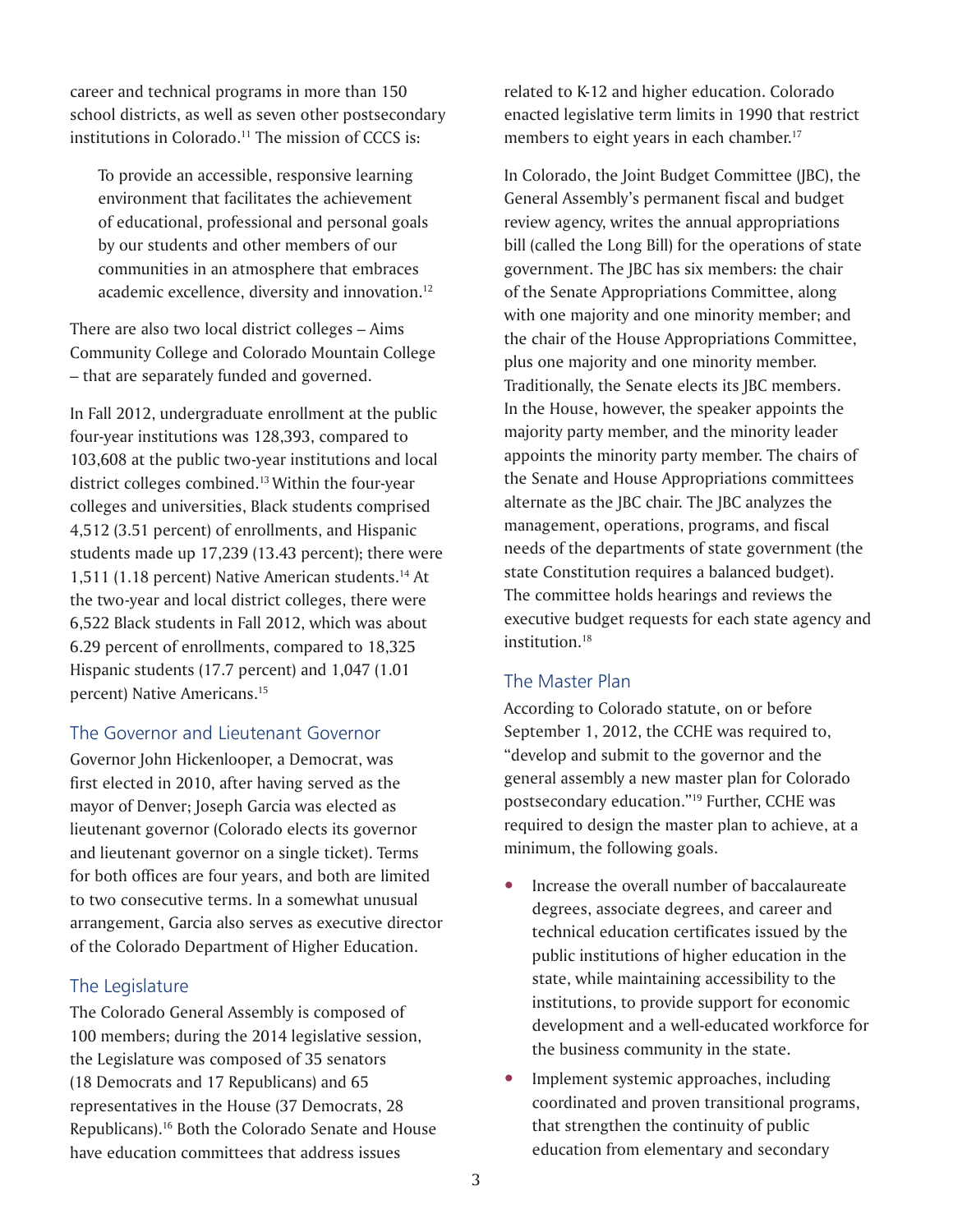career and technical programs in more than 150 school districts, as well as seven other postsecondary institutions in Colorado.[11] The mission of CCCS is:

> To provide an accessible, responsive learning environment that facilitates the achievement of educational, professional and personal goals by our students and other members of our communities in an atmosphere that embraces academic excellence, diversity and innovation.[12]

There are also two local district colleges – Aims Community College and Colorado Mountain College – that are separately funded and governed.

In Fall 2012, undergraduate enrollment at the public four-year institutions was 128,393, compared to 103,608 at the public two-year institutions and local district colleges combined.[13] Within the four-year colleges and universities, Black students comprised 4,512 (3.51 percent) of enrollments, and Hispanic students made up 17,239 (13.43 percent); there were 1,511 (1.18 percent) Native American students.[14] At the two-year and local district colleges, there were 6,522 Black students in Fall 2012, which was about 6.29 percent of enrollments, compared to 18,325 Hispanic students (17.7 percent) and 1,047 (1.01 percent) Native Americans.[15]

## The Governor and Lieutenant Governor

Governor John Hickenlooper, a Democrat, was first elected in 2010, after having served as the mayor of Denver; Joseph Garcia was elected as lieutenant governor (Colorado elects its governor and lieutenant governor on a single ticket). Terms for both offices are four years, and both are limited to two consecutive terms. In a somewhat unusual arrangement, Garcia also serves as executive director of the Colorado Department of Higher Education.

## The Legislature

The Colorado General Assembly is composed of 100 members; during the 2014 legislative session, the Legislature was composed of 35 senators (18 Democrats and 17 Republicans) and 65 representatives in the House (37 Democrats, 28 Republicans).[16] Both the Colorado Senate and House have education committees that address issues related to K-12 and higher education. Colorado enacted legislative term limits in 1990 that restrict members to eight years in each chamber.[17]

In Colorado, the Joint Budget Committee (JBC), the General Assembly's permanent fiscal and budget review agency, writes the annual appropriations bill (called the Long Bill) for the operations of state government. The JBC has six members: the chair of the Senate Appropriations Committee, along with one majority and one minority member; and the chair of the House Appropriations Committee, plus one majority and one minority member. Traditionally, the Senate elects its JBC members. In the House, however, the speaker appoints the majority party member, and the minority leader appoints the minority party member. The chairs of the Senate and House Appropriations committees alternate as the JBC chair. The JBC analyzes the management, operations, programs, and fiscal needs of the departments of state government (the state Constitution requires a balanced budget). The committee holds hearings and reviews the executive budget requests for each state agency and institution.[18]

## The Master Plan

According to Colorado statute, on or before September 1, 2012, the CCHE was required to, "develop and submit to the governor and the general assembly a new master plan for Colorado postsecondary education."[19] Further, CCHE was required to design the master plan to achieve, at a minimum, the following goals.

- Increase the overall number of baccalaureate degrees, associate degrees, and career and technical education certificates issued by the public institutions of higher education in the state, while maintaining accessibility to the institutions, to provide support for economic development and a well-educated workforce for the business community in the state.
- Implement systemic approaches, including coordinated and proven transitional programs, that strengthen the continuity of public education from elementary and secondary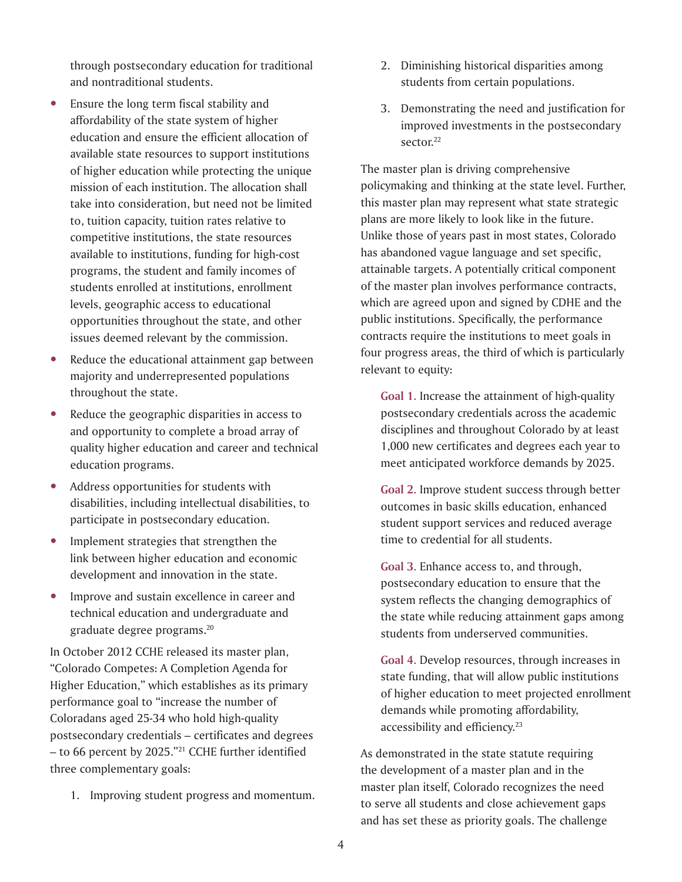through postsecondary education for traditional and nontraditional students.

- Ensure the long term fiscal stability and affordability of the state system of higher education and ensure the efficient allocation of available state resources to support institutions of higher education while protecting the unique mission of each institution. The allocation shall take into consideration, but need not be limited to, tuition capacity, tuition rates relative to competitive institutions, the state resources available to institutions, funding for high-cost programs, the student and family incomes of students enrolled at institutions, enrollment levels, geographic access to educational opportunities throughout the state, and other issues deemed relevant by the commission.
- Reduce the educational attainment gap between majority and underrepresented populations throughout the state.
- Reduce the geographic disparities in access to and opportunity to complete a broad array of quality higher education and career and technical education programs.
- Address opportunities for students with disabilities, including intellectual disabilities, to participate in postsecondary education.
- Implement strategies that strengthen the link between higher education and economic development and innovation in the state.
- Improve and sustain excellence in career and technical education and undergraduate and graduate degree programs.[20]

In October 2012 CCHE released its master plan, "Colorado Competes: A Completion Agenda for Higher Education," which establishes as its primary performance goal to "increase the number of Coloradans aged 25-34 who hold high-quality postsecondary credentials – certificates and degrees – to 66 percent by 2025."[21] CCHE further identified three complementary goals:

1. Improving student progress and momentum.
2. Diminishing historical disparities among students from certain populations.
3. Demonstrating the need and justification for improved investments in the postsecondary sector.[22]

The master plan is driving comprehensive policymaking and thinking at the state level. Further, this master plan may represent what state strategic plans are more likely to look like in the future. Unlike those of years past in most states, Colorado has abandoned vague language and set specific, attainable targets. A potentially critical component of the master plan involves performance contracts, which are agreed upon and signed by CDHE and the public institutions. Specifically, the performance contracts require the institutions to meet goals in four progress areas, the third of which is particularly relevant to equity:

> **Goal 1.** Increase the attainment of high-quality postsecondary credentials across the academic disciplines and throughout Colorado by at least 1,000 new certificates and degrees each year to meet anticipated workforce demands by 2025.
>
> **Goal 2.** Improve student success through better outcomes in basic skills education, enhanced student support services and reduced average time to credential for all students.
>
> **Goal 3.** Enhance access to, and through, postsecondary education to ensure that the system reflects the changing demographics of the state while reducing attainment gaps among students from underserved communities.
>
> **Goal 4.** Develop resources, through increases in state funding, that will allow public institutions of higher education to meet projected enrollment demands while promoting affordability, accessibility and efficiency.[23]

As demonstrated in the state statute requiring the development of a master plan and in the master plan itself, Colorado recognizes the need to serve all students and close achievement gaps and has set these as priority goals. The challenge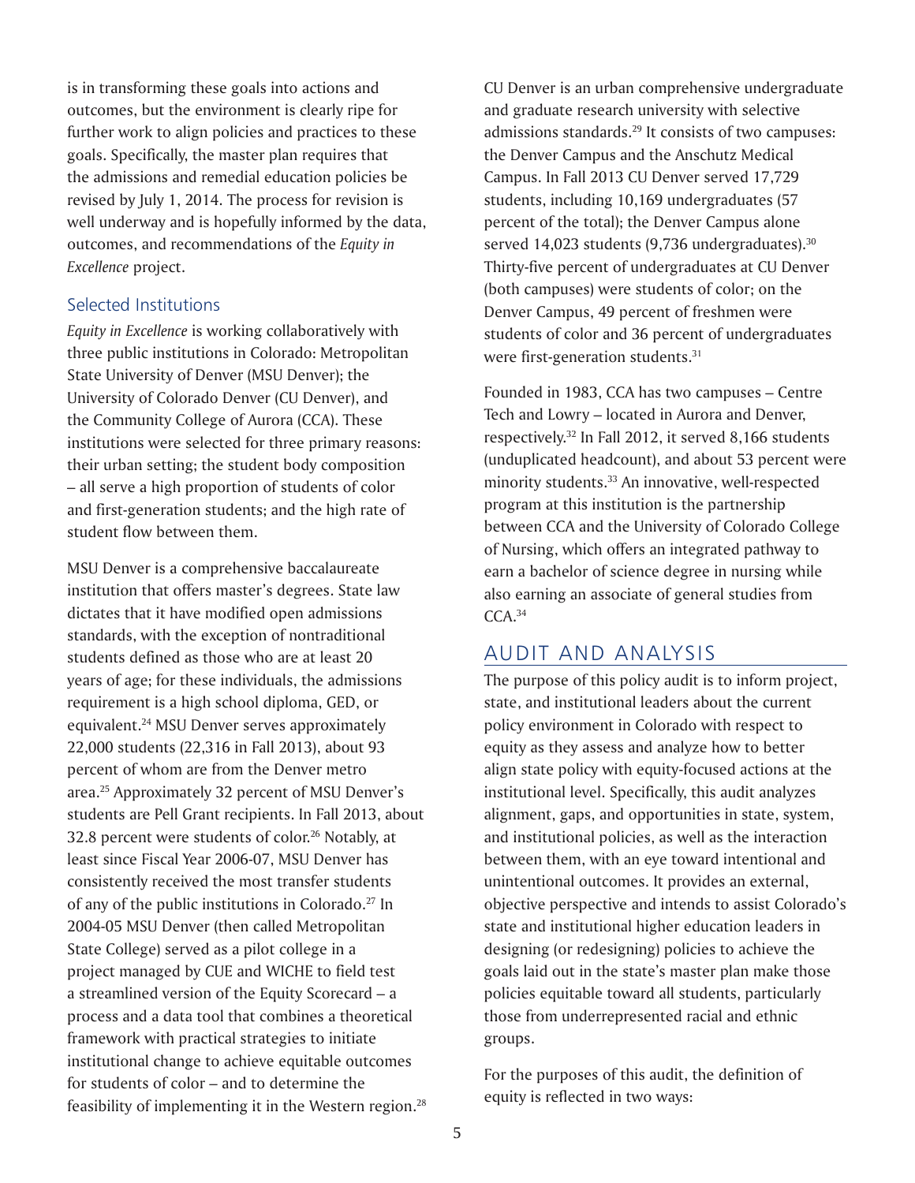is in transforming these goals into actions and outcomes, but the environment is clearly ripe for further work to align policies and practices to these goals. Specifically, the master plan requires that the admissions and remedial education policies be revised by July 1, 2014. The process for revision is well underway and is hopefully informed by the data, outcomes, and recommendations of the *Equity in Excellence* project.

### Selected Institutions

*Equity in Excellence* is working collaboratively with three public institutions in Colorado: Metropolitan State University of Denver (MSU Denver); the University of Colorado Denver (CU Denver), and the Community College of Aurora (CCA). These institutions were selected for three primary reasons: their urban setting; the student body composition – all serve a high proportion of students of color and first-generation students; and the high rate of student flow between them.

MSU Denver is a comprehensive baccalaureate institution that offers master's degrees. State law dictates that it have modified open admissions standards, with the exception of nontraditional students defined as those who are at least 20 years of age; for these individuals, the admissions requirement is a high school diploma, GED, or equivalent.[24] MSU Denver serves approximately 22,000 students (22,316 in Fall 2013), about 93 percent of whom are from the Denver metro area.[25] Approximately 32 percent of MSU Denver's students are Pell Grant recipients. In Fall 2013, about 32.8 percent were students of color.[26] Notably, at least since Fiscal Year 2006-07, MSU Denver has consistently received the most transfer students of any of the public institutions in Colorado.[27] In 2004-05 MSU Denver (then called Metropolitan State College) served as a pilot college in a project managed by CUE and WICHE to field test a streamlined version of the Equity Scorecard – a process and a data tool that combines a theoretical framework with practical strategies to initiate institutional change to achieve equitable outcomes for students of color – and to determine the feasibility of implementing it in the Western region.[28]

CU Denver is an urban comprehensive undergraduate and graduate research university with selective admissions standards.[29] It consists of two campuses: the Denver Campus and the Anschutz Medical Campus. In Fall 2013 CU Denver served 17,729 students, including 10,169 undergraduates (57 percent of the total); the Denver Campus alone served 14,023 students (9,736 undergraduates).[30] Thirty-five percent of undergraduates at CU Denver (both campuses) were students of color; on the Denver Campus, 49 percent of freshmen were students of color and 36 percent of undergraduates were first-generation students.[31]

Founded in 1983, CCA has two campuses – Centre Tech and Lowry – located in Aurora and Denver, respectively.[32] In Fall 2012, it served 8,166 students (unduplicated headcount), and about 53 percent were minority students.[33] An innovative, well-respected program at this institution is the partnership between CCA and the University of Colorado College of Nursing, which offers an integrated pathway to earn a bachelor of science degree in nursing while also earning an associate of general studies from CCA.[34]

## AUDIT AND ANALYSIS

The purpose of this policy audit is to inform project, state, and institutional leaders about the current policy environment in Colorado with respect to equity as they assess and analyze how to better align state policy with equity-focused actions at the institutional level. Specifically, this audit analyzes alignment, gaps, and opportunities in state, system, and institutional policies, as well as the interaction between them, with an eye toward intentional and unintentional outcomes. It provides an external, objective perspective and intends to assist Colorado's state and institutional higher education leaders in designing (or redesigning) policies to achieve the goals laid out in the state's master plan make those policies equitable toward all students, particularly those from underrepresented racial and ethnic groups.

For the purposes of this audit, the definition of equity is reflected in two ways: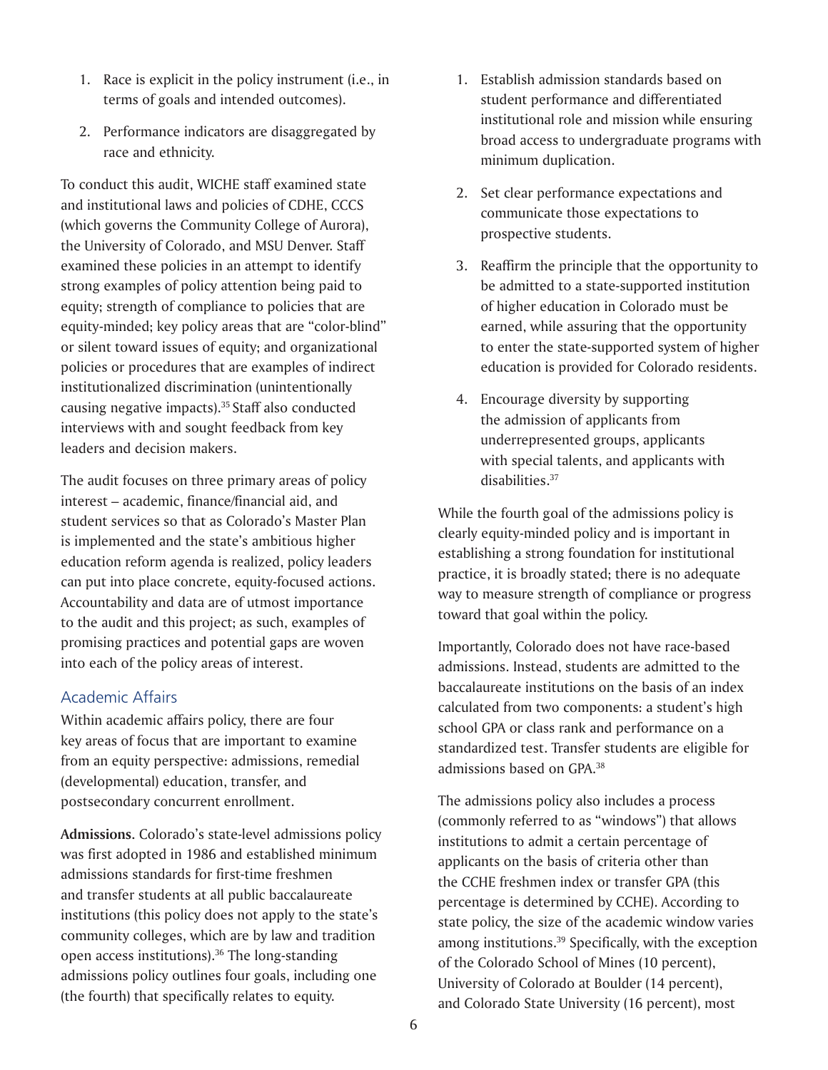1. Race is explicit in the policy instrument (i.e., in terms of goals and intended outcomes).
2. Performance indicators are disaggregated by race and ethnicity.

To conduct this audit, WICHE staff examined state and institutional laws and policies of CDHE, CCCS (which governs the Community College of Aurora), the University of Colorado, and MSU Denver. Staff examined these policies in an attempt to identify strong examples of policy attention being paid to equity; strength of compliance to policies that are equity-minded; key policy areas that are "color-blind" or silent toward issues of equity; and organizational policies or procedures that are examples of indirect institutionalized discrimination (unintentionally causing negative impacts).[35] Staff also conducted interviews with and sought feedback from key leaders and decision makers.

The audit focuses on three primary areas of policy interest – academic, finance/financial aid, and student services so that as Colorado's Master Plan is implemented and the state's ambitious higher education reform agenda is realized, policy leaders can put into place concrete, equity-focused actions. Accountability and data are of utmost importance to the audit and this project; as such, examples of promising practices and potential gaps are woven into each of the policy areas of interest.

## Academic Affairs

Within academic affairs policy, there are four key areas of focus that are important to examine from an equity perspective: admissions, remedial (developmental) education, transfer, and postsecondary concurrent enrollment.

**Admissions.** Colorado's state-level admissions policy was first adopted in 1986 and established minimum admissions standards for first-time freshmen and transfer students at all public baccalaureate institutions (this policy does not apply to the state's community colleges, which are by law and tradition open access institutions).[36] The long-standing admissions policy outlines four goals, including one (the fourth) that specifically relates to equity.

1. Establish admission standards based on student performance and differentiated institutional role and mission while ensuring broad access to undergraduate programs with minimum duplication.
2. Set clear performance expectations and communicate those expectations to prospective students.
3. Reaffirm the principle that the opportunity to be admitted to a state-supported institution of higher education in Colorado must be earned, while assuring that the opportunity to enter the state-supported system of higher education is provided for Colorado residents.
4. Encourage diversity by supporting the admission of applicants from underrepresented groups, applicants with special talents, and applicants with disabilities.[37]

While the fourth goal of the admissions policy is clearly equity-minded policy and is important in establishing a strong foundation for institutional practice, it is broadly stated; there is no adequate way to measure strength of compliance or progress toward that goal within the policy.

Importantly, Colorado does not have race-based admissions. Instead, students are admitted to the baccalaureate institutions on the basis of an index calculated from two components: a student's high school GPA or class rank and performance on a standardized test. Transfer students are eligible for admissions based on GPA.[38]

The admissions policy also includes a process (commonly referred to as "windows") that allows institutions to admit a certain percentage of applicants on the basis of criteria other than the CCHE freshmen index or transfer GPA (this percentage is determined by CCHE). According to state policy, the size of the academic window varies among institutions.[39] Specifically, with the exception of the Colorado School of Mines (10 percent), University of Colorado at Boulder (14 percent), and Colorado State University (16 percent), most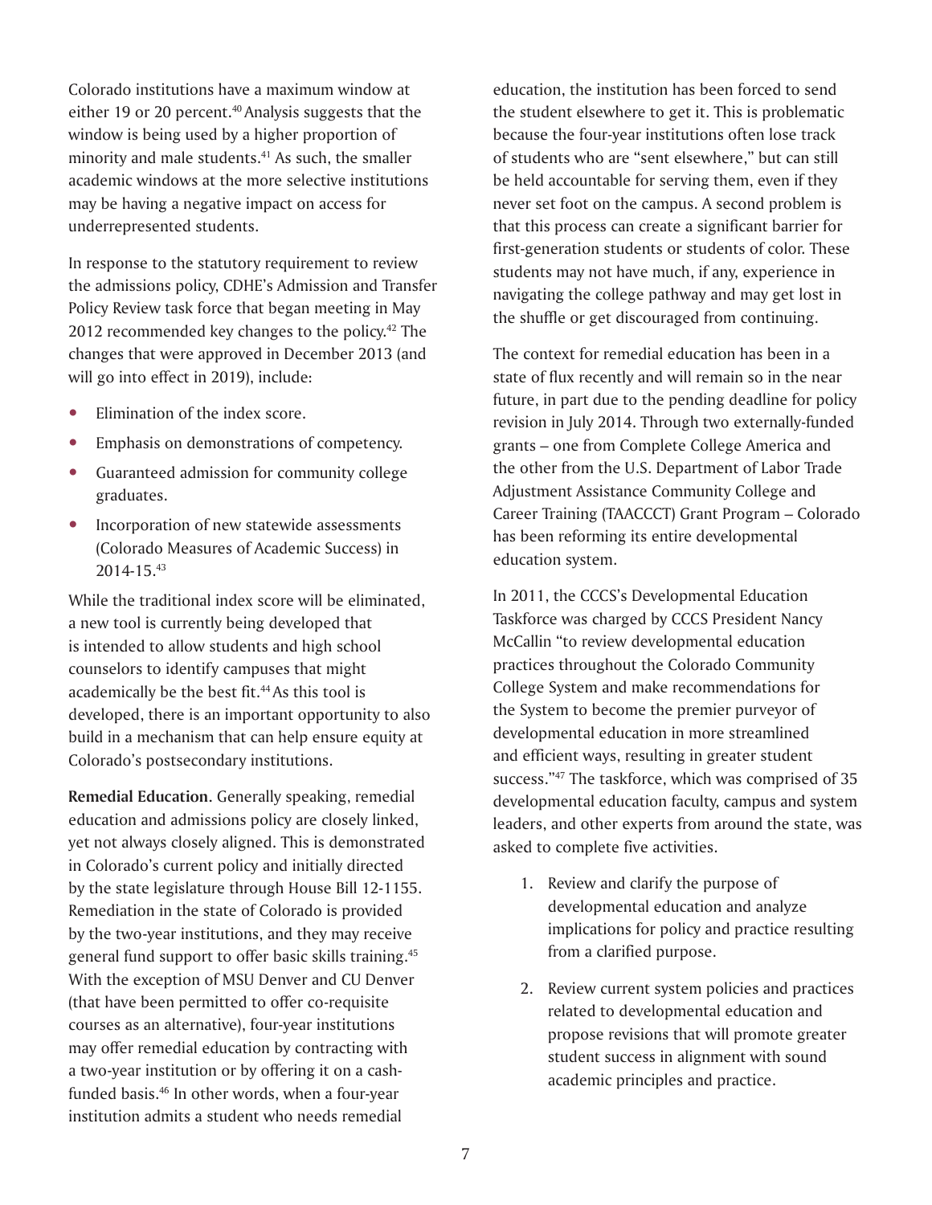Colorado institutions have a maximum window at either 19 or 20 percent.[40] Analysis suggests that the window is being used by a higher proportion of minority and male students.[41] As such, the smaller academic windows at the more selective institutions may be having a negative impact on access for underrepresented students.

In response to the statutory requirement to review the admissions policy, CDHE's Admission and Transfer Policy Review task force that began meeting in May 2012 recommended key changes to the policy.[42] The changes that were approved in December 2013 (and will go into effect in 2019), include:

- Elimination of the index score.
- Emphasis on demonstrations of competency.
- Guaranteed admission for community college graduates.
- Incorporation of new statewide assessments (Colorado Measures of Academic Success) in 2014-15.[43]

While the traditional index score will be eliminated, a new tool is currently being developed that is intended to allow students and high school counselors to identify campuses that might academically be the best fit.[44] As this tool is developed, there is an important opportunity to also build in a mechanism that can help ensure equity at Colorado's postsecondary institutions.

**Remedial Education**. Generally speaking, remedial education and admissions policy are closely linked, yet not always closely aligned. This is demonstrated in Colorado's current policy and initially directed by the state legislature through House Bill 12-1155. Remediation in the state of Colorado is provided by the two-year institutions, and they may receive general fund support to offer basic skills training.[45] With the exception of MSU Denver and CU Denver (that have been permitted to offer co-requisite courses as an alternative), four-year institutions may offer remedial education by contracting with a two-year institution or by offering it on a cash-funded basis.[46] In other words, when a four-year institution admits a student who needs remedial education, the institution has been forced to send the student elsewhere to get it. This is problematic because the four-year institutions often lose track of students who are "sent elsewhere," but can still be held accountable for serving them, even if they never set foot on the campus. A second problem is that this process can create a significant barrier for first-generation students or students of color. These students may not have much, if any, experience in navigating the college pathway and may get lost in the shuffle or get discouraged from continuing.

The context for remedial education has been in a state of flux recently and will remain so in the near future, in part due to the pending deadline for policy revision in July 2014. Through two externally-funded grants – one from Complete College America and the other from the U.S. Department of Labor Trade Adjustment Assistance Community College and Career Training (TAACCCT) Grant Program – Colorado has been reforming its entire developmental education system.

In 2011, the CCCS's Developmental Education Taskforce was charged by CCCS President Nancy McCallin "to review developmental education practices throughout the Colorado Community College System and make recommendations for the System to become the premier purveyor of developmental education in more streamlined and efficient ways, resulting in greater student success."[47] The taskforce, which was comprised of 35 developmental education faculty, campus and system leaders, and other experts from around the state, was asked to complete five activities.

1. Review and clarify the purpose of developmental education and analyze implications for policy and practice resulting from a clarified purpose.
2. Review current system policies and practices related to developmental education and propose revisions that will promote greater student success in alignment with sound academic principles and practice.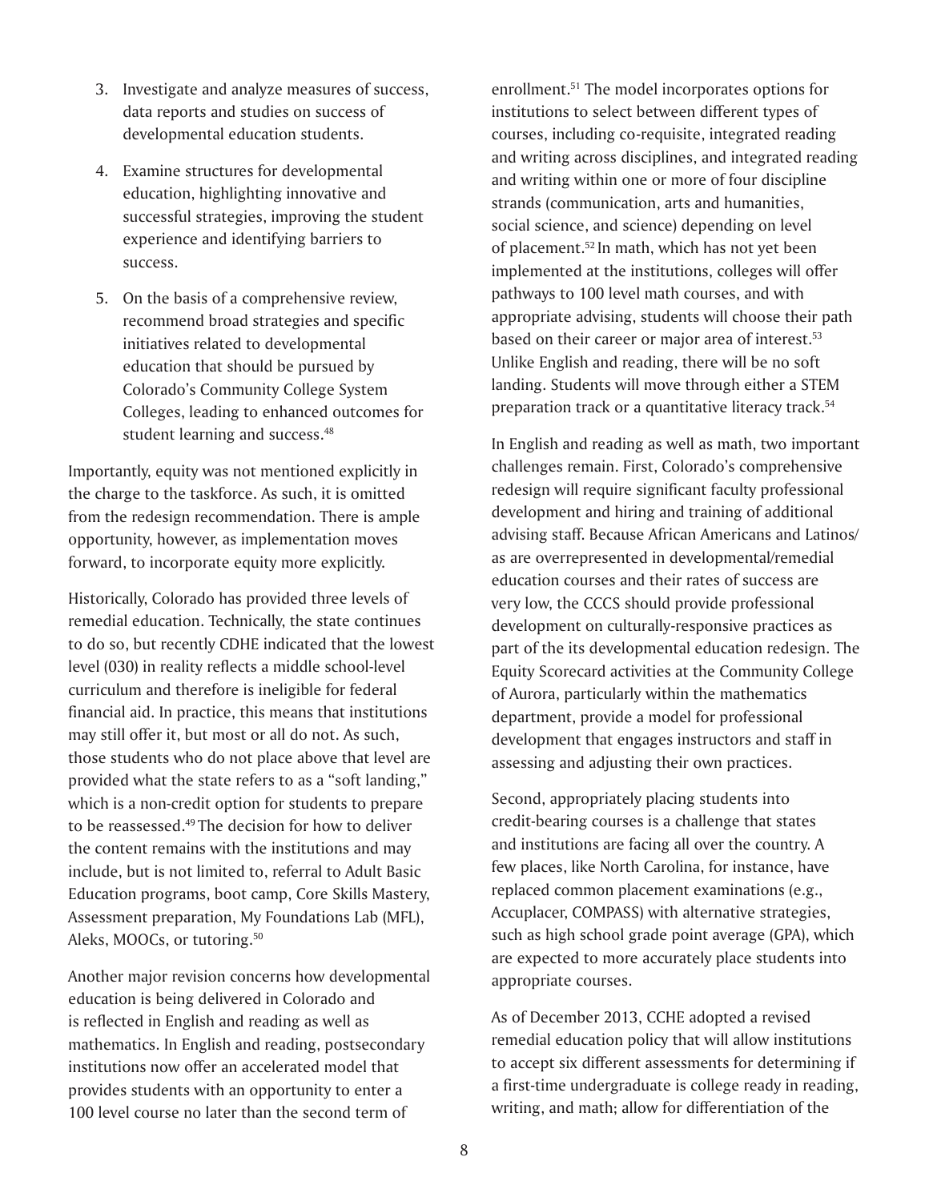3. Investigate and analyze measures of success, data reports and studies on success of developmental education students.

4. Examine structures for developmental education, highlighting innovative and successful strategies, improving the student experience and identifying barriers to success.

5. On the basis of a comprehensive review, recommend broad strategies and specific initiatives related to developmental education that should be pursued by Colorado's Community College System Colleges, leading to enhanced outcomes for student learning and success.[48]

Importantly, equity was not mentioned explicitly in the charge to the taskforce. As such, it is omitted from the redesign recommendation. There is ample opportunity, however, as implementation moves forward, to incorporate equity more explicitly.

Historically, Colorado has provided three levels of remedial education. Technically, the state continues to do so, but recently CDHE indicated that the lowest level (030) in reality reflects a middle school-level curriculum and therefore is ineligible for federal financial aid. In practice, this means that institutions may still offer it, but most or all do not. As such, those students who do not place above that level are provided what the state refers to as a "soft landing," which is a non-credit option for students to prepare to be reassessed.[49] The decision for how to deliver the content remains with the institutions and may include, but is not limited to, referral to Adult Basic Education programs, boot camp, Core Skills Mastery, Assessment preparation, My Foundations Lab (MFL), Aleks, MOOCs, or tutoring.[50]

Another major revision concerns how developmental education is being delivered in Colorado and is reflected in English and reading as well as mathematics. In English and reading, postsecondary institutions now offer an accelerated model that provides students with an opportunity to enter a 100 level course no later than the second term of enrollment.[51] The model incorporates options for institutions to select between different types of courses, including co-requisite, integrated reading and writing across disciplines, and integrated reading and writing within one or more of four discipline strands (communication, arts and humanities, social science, and science) depending on level of placement.[52] In math, which has not yet been implemented at the institutions, colleges will offer pathways to 100 level math courses, and with appropriate advising, students will choose their path based on their career or major area of interest.[53] Unlike English and reading, there will be no soft landing. Students will move through either a STEM preparation track or a quantitative literacy track.[54]

In English and reading as well as math, two important challenges remain. First, Colorado's comprehensive redesign will require significant faculty professional development and hiring and training of additional advising staff. Because African Americans and Latinos/as are overrepresented in developmental/remedial education courses and their rates of success are very low, the CCCS should provide professional development on culturally-responsive practices as part of the its developmental education redesign. The Equity Scorecard activities at the Community College of Aurora, particularly within the mathematics department, provide a model for professional development that engages instructors and staff in assessing and adjusting their own practices.

Second, appropriately placing students into credit-bearing courses is a challenge that states and institutions are facing all over the country. A few places, like North Carolina, for instance, have replaced common placement examinations (e.g., Accuplacer, COMPASS) with alternative strategies, such as high school grade point average (GPA), which are expected to more accurately place students into appropriate courses.

As of December 2013, CCHE adopted a revised remedial education policy that will allow institutions to accept six different assessments for determining if a first-time undergraduate is college ready in reading, writing, and math; allow for differentiation of the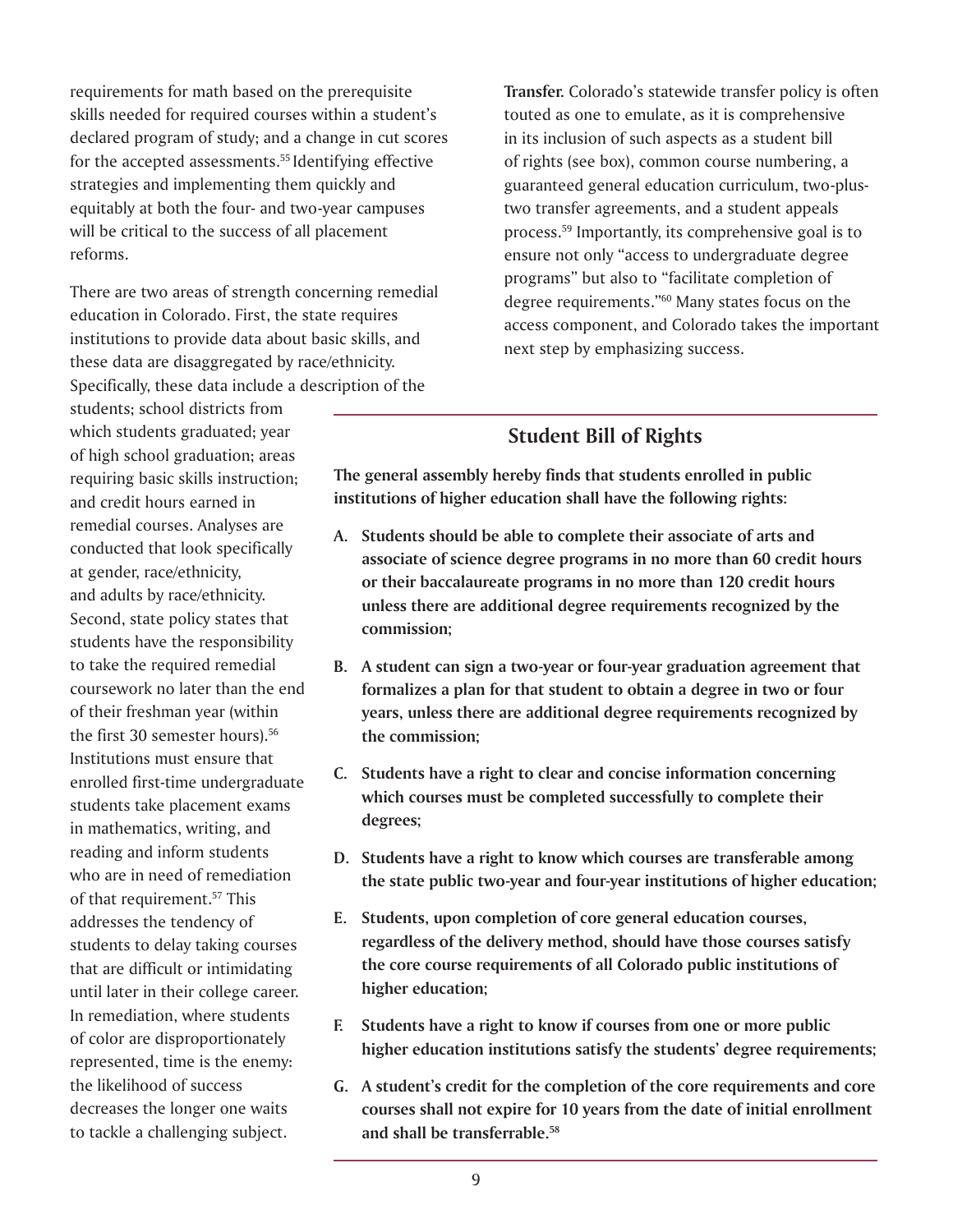requirements for math based on the prerequisite skills needed for required courses within a student's declared program of study; and a change in cut scores for the accepted assessments.[55] Identifying effective strategies and implementing them quickly and equitably at both the four- and two-year campuses will be critical to the success of all placement reforms.

There are two areas of strength concerning remedial education in Colorado. First, the state requires institutions to provide data about basic skills, and these data are disaggregated by race/ethnicity. Specifically, these data include a description of the students; school districts from which students graduated; year of high school graduation; areas requiring basic skills instruction; and credit hours earned in remedial courses. Analyses are conducted that look specifically at gender, race/ethnicity, and adults by race/ethnicity. Second, state policy states that students have the responsibility to take the required remedial coursework no later than the end of their freshman year (within the first 30 semester hours).[56] Institutions must ensure that enrolled first-time undergraduate students take placement exams in mathematics, writing, and reading and inform students who are in need of remediation of that requirement.[57] This addresses the tendency of students to delay taking courses that are difficult or intimidating until later in their college career. In remediation, where students of color are disproportionately represented, time is the enemy: the likelihood of success decreases the longer one waits to tackle a challenging subject.

**Transfer.** Colorado's statewide transfer policy is often touted as one to emulate, as it is comprehensive in its inclusion of such aspects as a student bill of rights (see box), common course numbering, a guaranteed general education curriculum, two-plus-two transfer agreements, and a student appeals process.[59] Importantly, its comprehensive goal is to ensure not only "access to undergraduate degree programs" but also to "facilitate completion of degree requirements."[60] Many states focus on the access component, and Colorado takes the important next step by emphasizing success.

## Student Bill of Rights

**The general assembly hereby finds that students enrolled in public institutions of higher education shall have the following rights:**

- **A. Students should be able to complete their associate of arts and associate of science degree programs in no more than 60 credit hours or their baccalaureate programs in no more than 120 credit hours unless there are additional degree requirements recognized by the commission;**
- **B. A student can sign a two-year or four-year graduation agreement that formalizes a plan for that student to obtain a degree in two or four years, unless there are additional degree requirements recognized by the commission;**
- **C. Students have a right to clear and concise information concerning which courses must be completed successfully to complete their degrees;**
- **D. Students have a right to know which courses are transferable among the state public two-year and four-year institutions of higher education;**
- **E. Students, upon completion of core general education courses, regardless of the delivery method, should have those courses satisfy the core course requirements of all Colorado public institutions of higher education;**
- **F. Students have a right to know if courses from one or more public higher education institutions satisfy the students' degree requirements;**
- **G. A student's credit for the completion of the core requirements and core courses shall not expire for 10 years from the date of initial enrollment and shall be transferrable.[58]**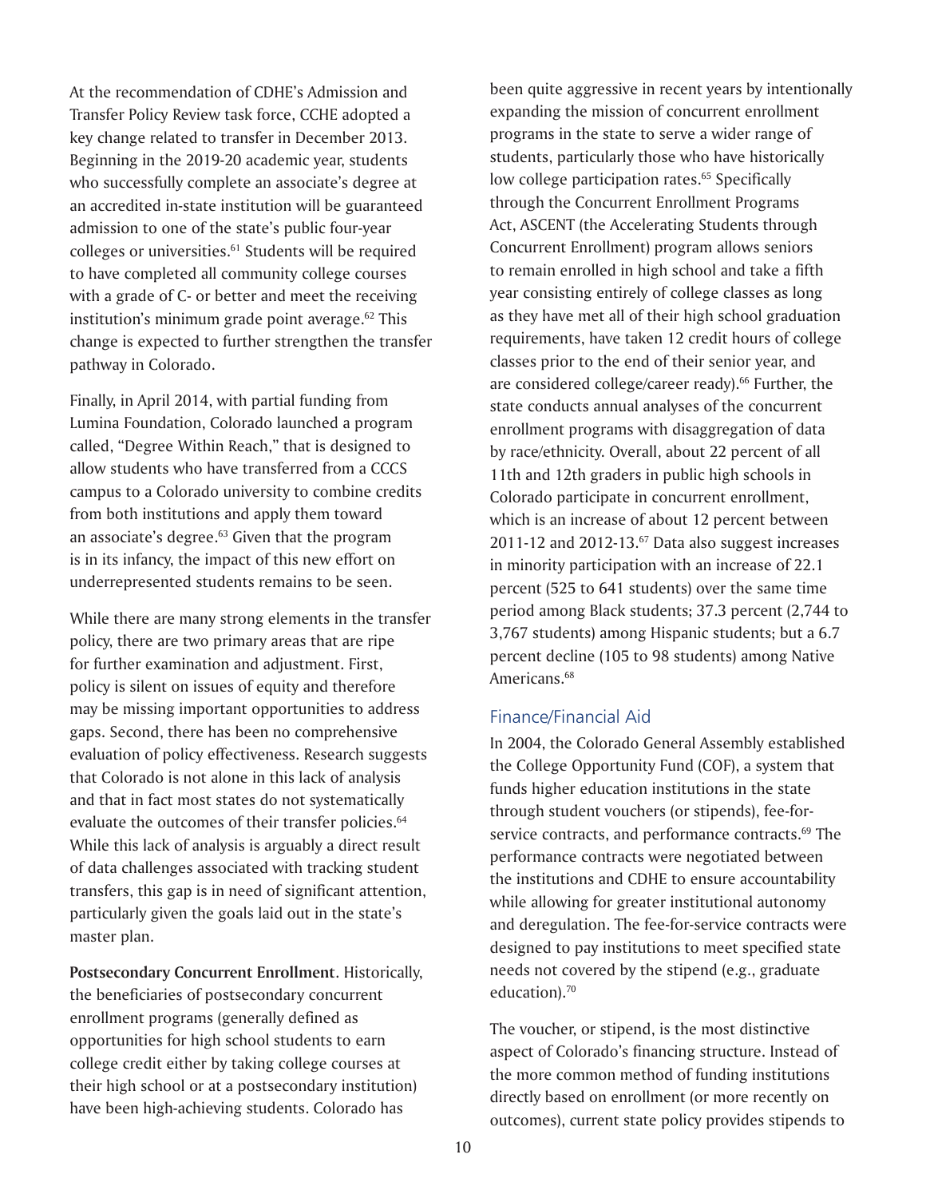At the recommendation of CDHE's Admission and Transfer Policy Review task force, CCHE adopted a key change related to transfer in December 2013. Beginning in the 2019-20 academic year, students who successfully complete an associate's degree at an accredited in-state institution will be guaranteed admission to one of the state's public four-year colleges or universities.[61] Students will be required to have completed all community college courses with a grade of C- or better and meet the receiving institution's minimum grade point average.[62] This change is expected to further strengthen the transfer pathway in Colorado.

Finally, in April 2014, with partial funding from Lumina Foundation, Colorado launched a program called, "Degree Within Reach," that is designed to allow students who have transferred from a CCCS campus to a Colorado university to combine credits from both institutions and apply them toward an associate's degree.[63] Given that the program is in its infancy, the impact of this new effort on underrepresented students remains to be seen.

While there are many strong elements in the transfer policy, there are two primary areas that are ripe for further examination and adjustment. First, policy is silent on issues of equity and therefore may be missing important opportunities to address gaps. Second, there has been no comprehensive evaluation of policy effectiveness. Research suggests that Colorado is not alone in this lack of analysis and that in fact most states do not systematically evaluate the outcomes of their transfer policies.[64] While this lack of analysis is arguably a direct result of data challenges associated with tracking student transfers, this gap is in need of significant attention, particularly given the goals laid out in the state's master plan.

**Postsecondary Concurrent Enrollment**. Historically, the beneficiaries of postsecondary concurrent enrollment programs (generally defined as opportunities for high school students to earn college credit either by taking college courses at their high school or at a postsecondary institution) have been high-achieving students. Colorado has been quite aggressive in recent years by intentionally expanding the mission of concurrent enrollment programs in the state to serve a wider range of students, particularly those who have historically low college participation rates.[65] Specifically through the Concurrent Enrollment Programs Act, ASCENT (the Accelerating Students through Concurrent Enrollment) program allows seniors to remain enrolled in high school and take a fifth year consisting entirely of college classes as long as they have met all of their high school graduation requirements, have taken 12 credit hours of college classes prior to the end of their senior year, and are considered college/career ready).[66] Further, the state conducts annual analyses of the concurrent enrollment programs with disaggregation of data by race/ethnicity. Overall, about 22 percent of all 11th and 12th graders in public high schools in Colorado participate in concurrent enrollment, which is an increase of about 12 percent between 2011-12 and 2012-13.[67] Data also suggest increases in minority participation with an increase of 22.1 percent (525 to 641 students) over the same time period among Black students; 37.3 percent (2,744 to 3,767 students) among Hispanic students; but a 6.7 percent decline (105 to 98 students) among Native Americans.[68]

## Finance/Financial Aid

In 2004, the Colorado General Assembly established the College Opportunity Fund (COF), a system that funds higher education institutions in the state through student vouchers (or stipends), fee-for-service contracts, and performance contracts.[69] The performance contracts were negotiated between the institutions and CDHE to ensure accountability while allowing for greater institutional autonomy and deregulation. The fee-for-service contracts were designed to pay institutions to meet specified state needs not covered by the stipend (e.g., graduate education).[70]

The voucher, or stipend, is the most distinctive aspect of Colorado's financing structure. Instead of the more common method of funding institutions directly based on enrollment (or more recently on outcomes), current state policy provides stipends to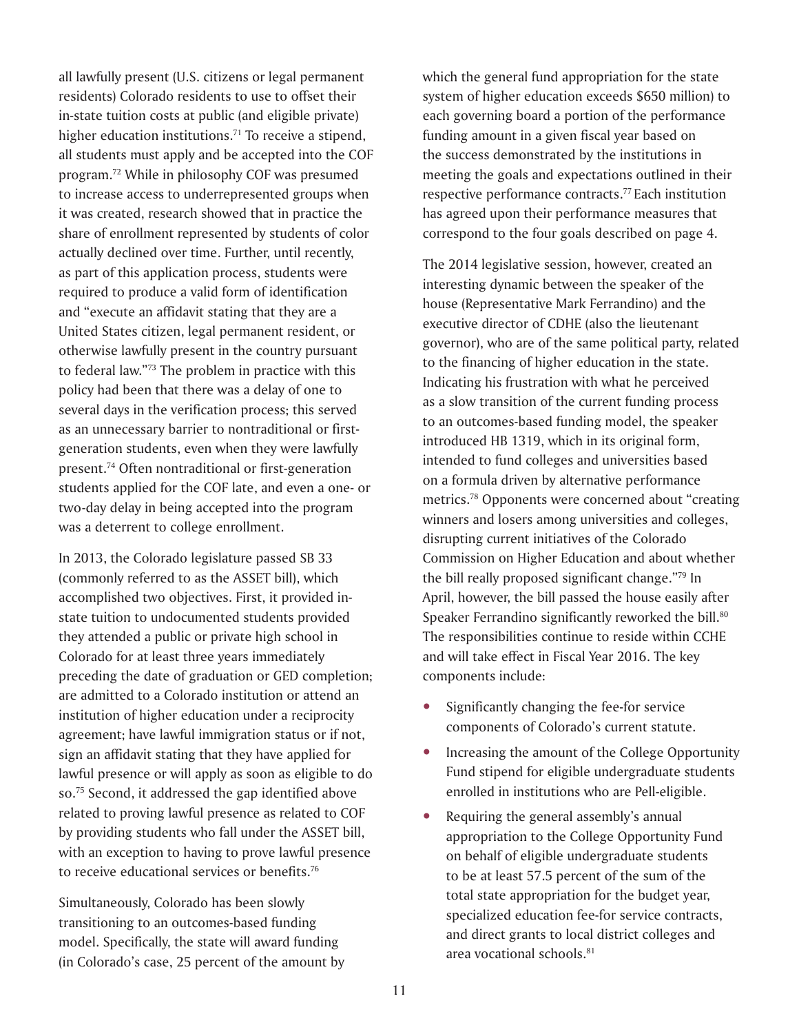all lawfully present (U.S. citizens or legal permanent residents) Colorado residents to use to offset their in-state tuition costs at public (and eligible private) higher education institutions.[71] To receive a stipend, all students must apply and be accepted into the COF program.[72] While in philosophy COF was presumed to increase access to underrepresented groups when it was created, research showed that in practice the share of enrollment represented by students of color actually declined over time. Further, until recently, as part of this application process, students were required to produce a valid form of identification and "execute an affidavit stating that they are a United States citizen, legal permanent resident, or otherwise lawfully present in the country pursuant to federal law."[73] The problem in practice with this policy had been that there was a delay of one to several days in the verification process; this served as an unnecessary barrier to nontraditional or first-generation students, even when they were lawfully present.[74] Often nontraditional or first-generation students applied for the COF late, and even a one- or two-day delay in being accepted into the program was a deterrent to college enrollment.

In 2013, the Colorado legislature passed SB 33 (commonly referred to as the ASSET bill), which accomplished two objectives. First, it provided in-state tuition to undocumented students provided they attended a public or private high school in Colorado for at least three years immediately preceding the date of graduation or GED completion; are admitted to a Colorado institution or attend an institution of higher education under a reciprocity agreement; have lawful immigration status or if not, sign an affidavit stating that they have applied for lawful presence or will apply as soon as eligible to do so.[75] Second, it addressed the gap identified above related to proving lawful presence as related to COF by providing students who fall under the ASSET bill, with an exception to having to prove lawful presence to receive educational services or benefits.[76]

Simultaneously, Colorado has been slowly transitioning to an outcomes-based funding model. Specifically, the state will award funding (in Colorado's case, 25 percent of the amount by which the general fund appropriation for the state system of higher education exceeds $650 million) to each governing board a portion of the performance funding amount in a given fiscal year based on the success demonstrated by the institutions in meeting the goals and expectations outlined in their respective performance contracts.[77] Each institution has agreed upon their performance measures that correspond to the four goals described on page 4.

The 2014 legislative session, however, created an interesting dynamic between the speaker of the house (Representative Mark Ferrandino) and the executive director of CDHE (also the lieutenant governor), who are of the same political party, related to the financing of higher education in the state. Indicating his frustration with what he perceived as a slow transition of the current funding process to an outcomes-based funding model, the speaker introduced HB 1319, which in its original form, intended to fund colleges and universities based on a formula driven by alternative performance metrics.[78] Opponents were concerned about "creating winners and losers among universities and colleges, disrupting current initiatives of the Colorado Commission on Higher Education and about whether the bill really proposed significant change."[79] In April, however, the bill passed the house easily after Speaker Ferrandino significantly reworked the bill.[80] The responsibilities continue to reside within CCHE and will take effect in Fiscal Year 2016. The key components include:

- Significantly changing the fee-for service components of Colorado's current statute.
- Increasing the amount of the College Opportunity Fund stipend for eligible undergraduate students enrolled in institutions who are Pell-eligible.
- Requiring the general assembly's annual appropriation to the College Opportunity Fund on behalf of eligible undergraduate students to be at least 57.5 percent of the sum of the total state appropriation for the budget year, specialized education fee-for service contracts, and direct grants to local district colleges and area vocational schools.[81]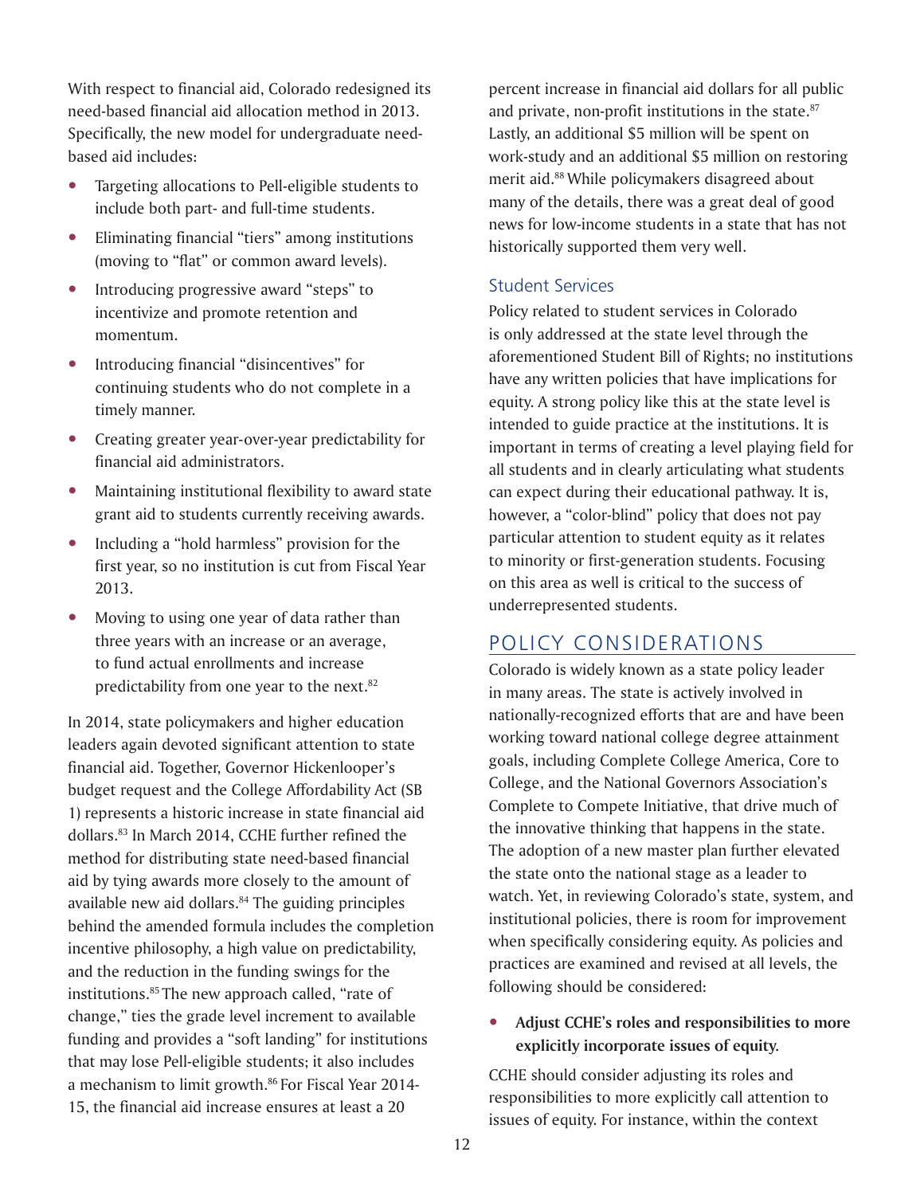With respect to financial aid, Colorado redesigned its need-based financial aid allocation method in 2013. Specifically, the new model for undergraduate need-based aid includes:

- Targeting allocations to Pell-eligible students to include both part- and full-time students.
- Eliminating financial "tiers" among institutions (moving to "flat" or common award levels).
- Introducing progressive award "steps" to incentivize and promote retention and momentum.
- Introducing financial "disincentives" for continuing students who do not complete in a timely manner.
- Creating greater year-over-year predictability for financial aid administrators.
- Maintaining institutional flexibility to award state grant aid to students currently receiving awards.
- Including a "hold harmless" provision for the first year, so no institution is cut from Fiscal Year 2013.
- Moving to using one year of data rather than three years with an increase or an average, to fund actual enrollments and increase predictability from one year to the next.[82]

In 2014, state policymakers and higher education leaders again devoted significant attention to state financial aid. Together, Governor Hickenlooper's budget request and the College Affordability Act (SB 1) represents a historic increase in state financial aid dollars.[83] In March 2014, CCHE further refined the method for distributing state need-based financial aid by tying awards more closely to the amount of available new aid dollars.[84] The guiding principles behind the amended formula includes the completion incentive philosophy, a high value on predictability, and the reduction in the funding swings for the institutions.[85] The new approach called, "rate of change," ties the grade level increment to available funding and provides a "soft landing" for institutions that may lose Pell-eligible students; it also includes a mechanism to limit growth.[86] For Fiscal Year 2014-15, the financial aid increase ensures at least a 20 percent increase in financial aid dollars for all public and private, non-profit institutions in the state.[87] Lastly, an additional $5 million will be spent on work-study and an additional $5 million on restoring merit aid.[88] While policymakers disagreed about many of the details, there was a great deal of good news for low-income students in a state that has not historically supported them very well.

### Student Services

Policy related to student services in Colorado is only addressed at the state level through the aforementioned Student Bill of Rights; no institutions have any written policies that have implications for equity. A strong policy like this at the state level is intended to guide practice at the institutions. It is important in terms of creating a level playing field for all students and in clearly articulating what students can expect during their educational pathway. It is, however, a "color-blind" policy that does not pay particular attention to student equity as it relates to minority or first-generation students. Focusing on this area as well is critical to the success of underrepresented students.

## POLICY CONSIDERATIONS

Colorado is widely known as a state policy leader in many areas. The state is actively involved in nationally-recognized efforts that are and have been working toward national college degree attainment goals, including Complete College America, Core to College, and the National Governors Association's Complete to Compete Initiative, that drive much of the innovative thinking that happens in the state. The adoption of a new master plan further elevated the state onto the national stage as a leader to watch. Yet, in reviewing Colorado's state, system, and institutional policies, there is room for improvement when specifically considering equity. As policies and practices are examined and revised at all levels, the following should be considered:

- **Adjust CCHE's roles and responsibilities to more explicitly incorporate issues of equity.**

CCHE should consider adjusting its roles and responsibilities to more explicitly call attention to issues of equity. For instance, within the context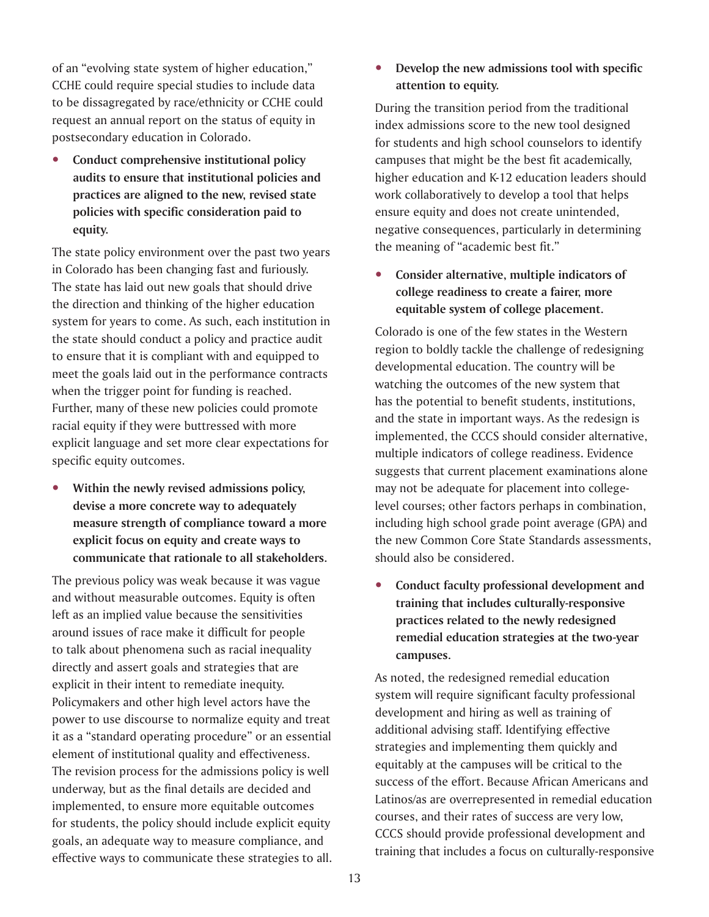of an "evolving state system of higher education," CCHE could require special studies to include data to be dissagregated by race/ethnicity or CCHE could request an annual report on the status of equity in postsecondary education in Colorado.

- **Conduct comprehensive institutional policy audits to ensure that institutional policies and practices are aligned to the new, revised state policies with specific consideration paid to equity.**

The state policy environment over the past two years in Colorado has been changing fast and furiously. The state has laid out new goals that should drive the direction and thinking of the higher education system for years to come. As such, each institution in the state should conduct a policy and practice audit to ensure that it is compliant with and equipped to meet the goals laid out in the performance contracts when the trigger point for funding is reached. Further, many of these new policies could promote racial equity if they were buttressed with more explicit language and set more clear expectations for specific equity outcomes.

- **Within the newly revised admissions policy, devise a more concrete way to adequately measure strength of compliance toward a more explicit focus on equity and create ways to communicate that rationale to all stakeholders.**

The previous policy was weak because it was vague and without measurable outcomes. Equity is often left as an implied value because the sensitivities around issues of race make it difficult for people to talk about phenomena such as racial inequality directly and assert goals and strategies that are explicit in their intent to remediate inequity. Policymakers and other high level actors have the power to use discourse to normalize equity and treat it as a "standard operating procedure" or an essential element of institutional quality and effectiveness. The revision process for the admissions policy is well underway, but as the final details are decided and implemented, to ensure more equitable outcomes for students, the policy should include explicit equity goals, an adequate way to measure compliance, and effective ways to communicate these strategies to all.

- **Develop the new admissions tool with specific attention to equity.**

During the transition period from the traditional index admissions score to the new tool designed for students and high school counselors to identify campuses that might be the best fit academically, higher education and K-12 education leaders should work collaboratively to develop a tool that helps ensure equity and does not create unintended, negative consequences, particularly in determining the meaning of "academic best fit."

- **Consider alternative, multiple indicators of college readiness to create a fairer, more equitable system of college placement.**

Colorado is one of the few states in the Western region to boldly tackle the challenge of redesigning developmental education. The country will be watching the outcomes of the new system that has the potential to benefit students, institutions, and the state in important ways. As the redesign is implemented, the CCCS should consider alternative, multiple indicators of college readiness. Evidence suggests that current placement examinations alone may not be adequate for placement into college-level courses; other factors perhaps in combination, including high school grade point average (GPA) and the new Common Core State Standards assessments, should also be considered.

- **Conduct faculty professional development and training that includes culturally-responsive practices related to the newly redesigned remedial education strategies at the two-year campuses.**

As noted, the redesigned remedial education system will require significant faculty professional development and hiring as well as training of additional advising staff. Identifying effective strategies and implementing them quickly and equitably at the campuses will be critical to the success of the effort. Because African Americans and Latinos/as are overrepresented in remedial education courses, and their rates of success are very low, CCCS should provide professional development and training that includes a focus on culturally-responsive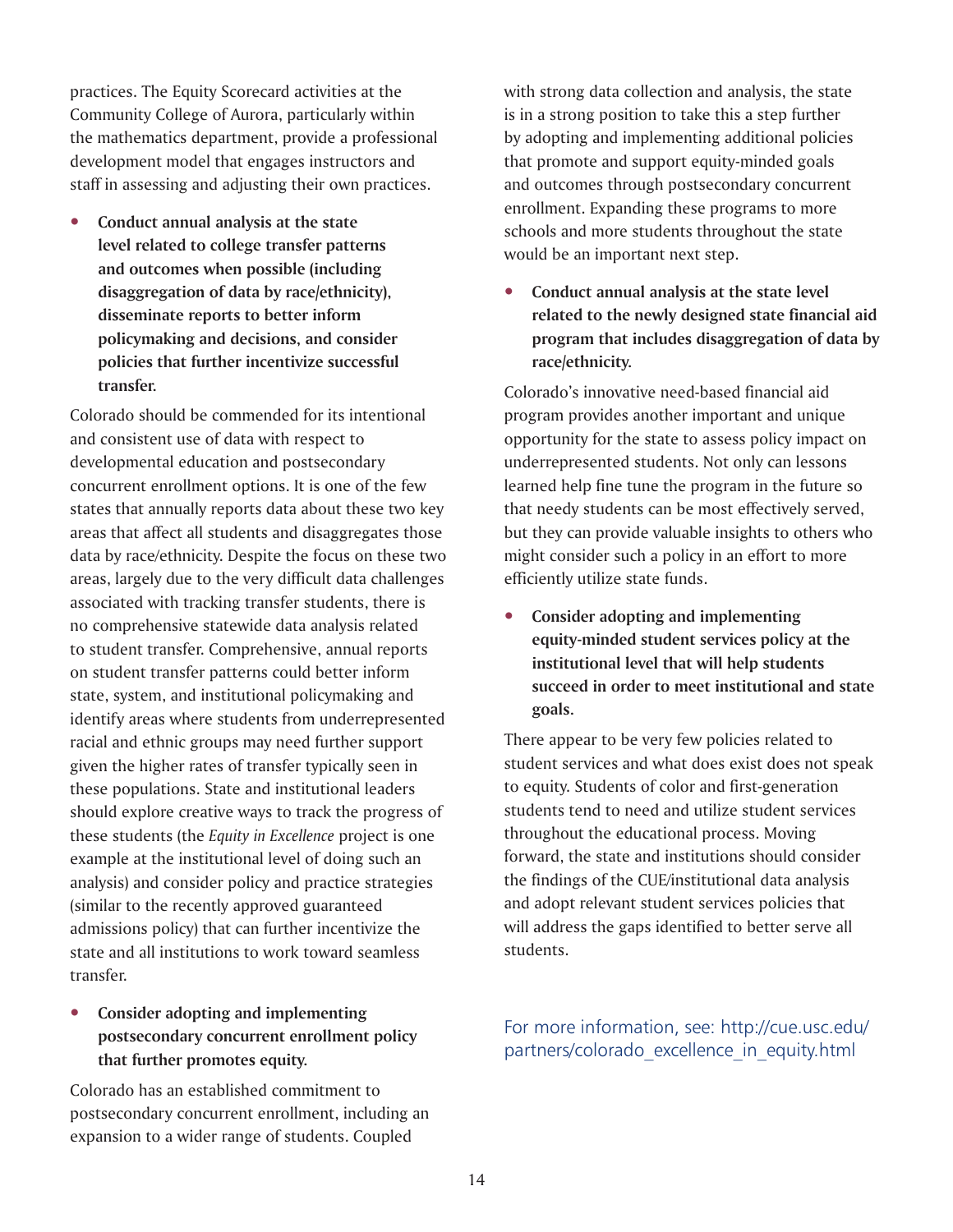practices. The Equity Scorecard activities at the Community College of Aurora, particularly within the mathematics department, provide a professional development model that engages instructors and staff in assessing and adjusting their own practices.

- **Conduct annual analysis at the state level related to college transfer patterns and outcomes when possible (including disaggregation of data by race/ethnicity), disseminate reports to better inform policymaking and decisions, and consider policies that further incentivize successful transfer.**

Colorado should be commended for its intentional and consistent use of data with respect to developmental education and postsecondary concurrent enrollment options. It is one of the few states that annually reports data about these two key areas that affect all students and disaggregates those data by race/ethnicity. Despite the focus on these two areas, largely due to the very difficult data challenges associated with tracking transfer students, there is no comprehensive statewide data analysis related to student transfer. Comprehensive, annual reports on student transfer patterns could better inform state, system, and institutional policymaking and identify areas where students from underrepresented racial and ethnic groups may need further support given the higher rates of transfer typically seen in these populations. State and institutional leaders should explore creative ways to track the progress of these students (the *Equity in Excellence* project is one example at the institutional level of doing such an analysis) and consider policy and practice strategies (similar to the recently approved guaranteed admissions policy) that can further incentivize the state and all institutions to work toward seamless transfer.

- **Consider adopting and implementing postsecondary concurrent enrollment policy that further promotes equity.**

Colorado has an established commitment to postsecondary concurrent enrollment, including an expansion to a wider range of students. Coupled with strong data collection and analysis, the state is in a strong position to take this a step further by adopting and implementing additional policies that promote and support equity-minded goals and outcomes through postsecondary concurrent enrollment. Expanding these programs to more schools and more students throughout the state would be an important next step.

- **Conduct annual analysis at the state level related to the newly designed state financial aid program that includes disaggregation of data by race/ethnicity.**

Colorado's innovative need-based financial aid program provides another important and unique opportunity for the state to assess policy impact on underrepresented students. Not only can lessons learned help fine tune the program in the future so that needy students can be most effectively served, but they can provide valuable insights to others who might consider such a policy in an effort to more efficiently utilize state funds.

- **Consider adopting and implementing equity-minded student services policy at the institutional level that will help students succeed in order to meet institutional and state goals.**

There appear to be very few policies related to student services and what does exist does not speak to equity. Students of color and first-generation students tend to need and utilize student services throughout the educational process. Moving forward, the state and institutions should consider the findings of the CUE/institutional data analysis and adopt relevant student services policies that will address the gaps identified to better serve all students.

For more information, see: http://cue.usc.edu/partners/colorado_excellence_in_equity.html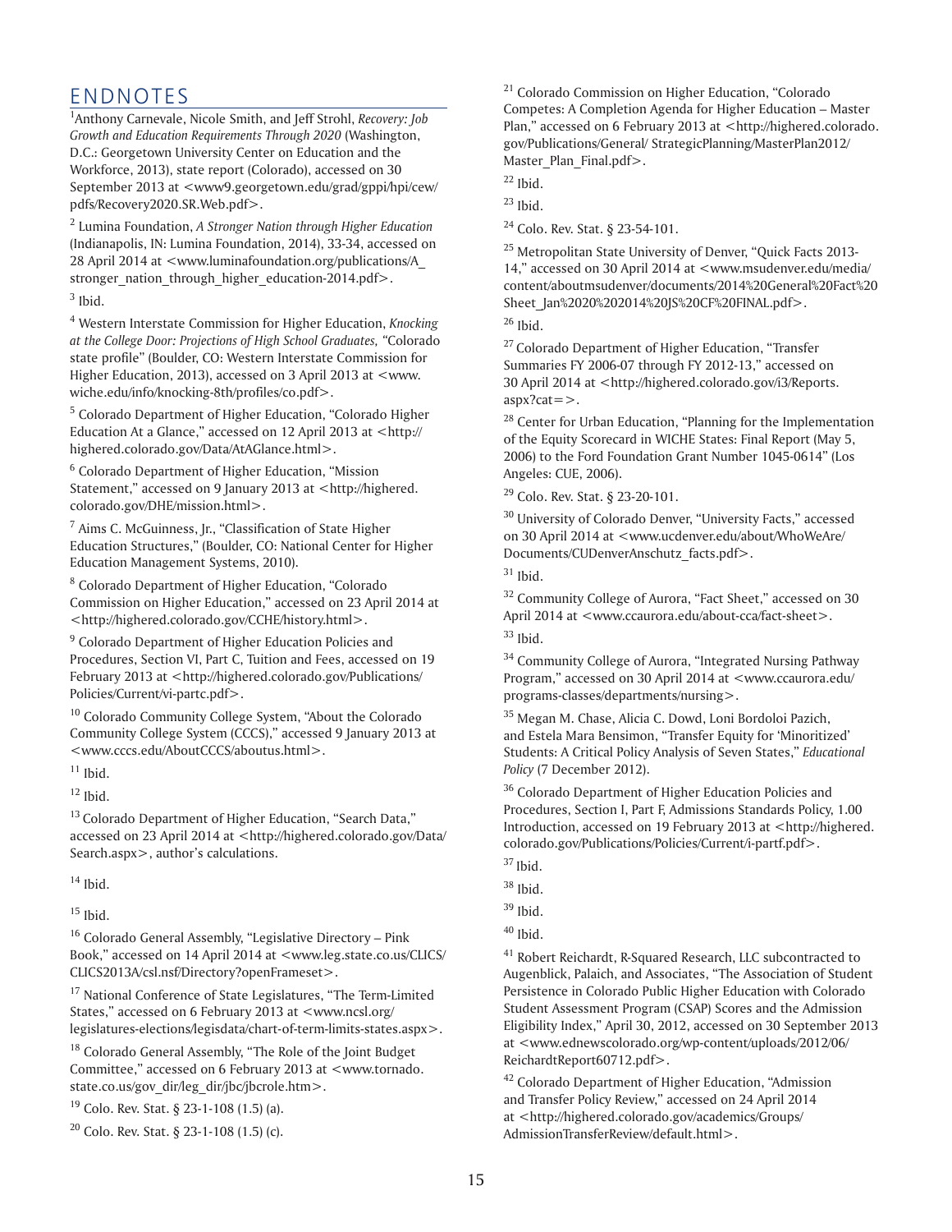# ENDNOTES

[1] Anthony Carnevale, Nicole Smith, and Jeff Strohl, *Recovery: Job Growth and Education Requirements Through 2020* (Washington, D.C.: Georgetown University Center on Education and the Workforce, 2013), state report (Colorado), accessed on 30 September 2013 at <www9.georgetown.edu/grad/gppi/hpi/cew/pdfs/Recovery2020.SR.Web.pdf>.

[2] Lumina Foundation, *A Stronger Nation through Higher Education* (Indianapolis, IN: Lumina Foundation, 2014), 33-34, accessed on 28 April 2014 at <www.luminafoundation.org/publications/A_stronger_nation_through_higher_education-2014.pdf>.

[3] Ibid.

[4] Western Interstate Commission for Higher Education, *Knocking at the College Door: Projections of High School Graduates,* "Colorado state profile" (Boulder, CO: Western Interstate Commission for Higher Education, 2013), accessed on 3 April 2013 at <www.wiche.edu/info/knocking-8th/profiles/co.pdf>.

[5] Colorado Department of Higher Education, "Colorado Higher Education At a Glance," accessed on 12 April 2013 at <http://highered.colorado.gov/Data/AtAGlance.html>.

[6] Colorado Department of Higher Education, "Mission Statement," accessed on 9 January 2013 at <http://highered.colorado.gov/DHE/mission.html>.

[7] Aims C. McGuinness, Jr., "Classification of State Higher Education Structures," (Boulder, CO: National Center for Higher Education Management Systems, 2010).

[8] Colorado Department of Higher Education, "Colorado Commission on Higher Education," accessed on 23 April 2014 at <http://highered.colorado.gov/CCHE/history.html>.

[9] Colorado Department of Higher Education Policies and Procedures, Section VI, Part C, Tuition and Fees, accessed on 19 February 2013 at <http://highered.colorado.gov/Publications/Policies/Current/vi-partc.pdf>.

[10] Colorado Community College System, "About the Colorado Community College System (CCCS)," accessed 9 January 2013 at <www.cccs.edu/AboutCCCS/aboutus.html>.

[11] Ibid.

[12] Ibid.

[13] Colorado Department of Higher Education, "Search Data," accessed on 23 April 2014 at <http://highered.colorado.gov/Data/Search.aspx>, author's calculations.

[14] Ibid.

[15] Ibid.

[16] Colorado General Assembly, "Legislative Directory – Pink Book," accessed on 14 April 2014 at <www.leg.state.co.us/CLICS/CLICS2013A/csl.nsf/Directory?openFrameset>.

[17] National Conference of State Legislatures, "The Term-Limited States," accessed on 6 February 2013 at <www.ncsl.org/legislatures-elections/legisdata/chart-of-term-limits-states.aspx>.

[18] Colorado General Assembly, "The Role of the Joint Budget Committee," accessed on 6 February 2013 at <www.tornado.state.co.us/gov_dir/leg_dir/jbc/jbcrole.htm>.

[19] Colo. Rev. Stat. § 23-1-108 (1.5) (a).

[20] Colo. Rev. Stat. § 23-1-108 (1.5) (c).

[21] Colorado Commission on Higher Education, "Colorado Competes: A Completion Agenda for Higher Education – Master Plan," accessed on 6 February 2013 at <http://highered.colorado.gov/Publications/General/ StrategicPlanning/MasterPlan2012/Master_Plan_Final.pdf>.

[22] Ibid.

[23] Ibid.

[24] Colo. Rev. Stat. § 23-54-101.

[25] Metropolitan State University of Denver, "Quick Facts 2013-14," accessed on 30 April 2014 at <www.msudenver.edu/media/content/aboutmsudenver/documents/2014%20General%20Fact%20Sheet_Jan%2020%202014%20JS%20CF%20FINAL.pdf>.

[26] Ibid.

[27] Colorado Department of Higher Education, "Transfer Summaries FY 2006-07 through FY 2012-13," accessed on 30 April 2014 at <http://highered.colorado.gov/i3/Reports.aspx?cat=>.

[28] Center for Urban Education, "Planning for the Implementation of the Equity Scorecard in WICHE States: Final Report (May 5, 2006) to the Ford Foundation Grant Number 1045-0614" (Los Angeles: CUE, 2006).

[29] Colo. Rev. Stat. § 23-20-101.

[30] University of Colorado Denver, "University Facts," accessed on 30 April 2014 at <www.ucdenver.edu/about/WhoWeAre/Documents/CUDenverAnschutz_facts.pdf>.

[31] Ibid.

[32] Community College of Aurora, "Fact Sheet," accessed on 30 April 2014 at <www.ccaurora.edu/about-cca/fact-sheet>.

[33] Ibid.

[34] Community College of Aurora, "Integrated Nursing Pathway Program," accessed on 30 April 2014 at <www.ccaurora.edu/programs-classes/departments/nursing>.

[35] Megan M. Chase, Alicia C. Dowd, Loni Bordoloi Pazich, and Estela Mara Bensimon, "Transfer Equity for 'Minoritized' Students: A Critical Policy Analysis of Seven States," *Educational Policy* (7 December 2012).

[36] Colorado Department of Higher Education Policies and Procedures, Section I, Part F, Admissions Standards Policy, 1.00 Introduction, accessed on 19 February 2013 at <http://highered.colorado.gov/Publications/Policies/Current/i-partf.pdf>.

[37] Ibid.

[38] Ibid.

[39] Ibid.

[40] Ibid.

[41] Robert Reichardt, R-Squared Research, LLC subcontracted to Augenblick, Palaich, and Associates, "The Association of Student Persistence in Colorado Public Higher Education with Colorado Student Assessment Program (CSAP) Scores and the Admission Eligibility Index," April 30, 2012, accessed on 30 September 2013 at <www.ednewscolorado.org/wp-content/uploads/2012/06/ReichardtReport60712.pdf>.

[42] Colorado Department of Higher Education, "Admission and Transfer Policy Review," accessed on 24 April 2014 at <http://highered.colorado.gov/academics/Groups/AdmissionTransferReview/default.html>.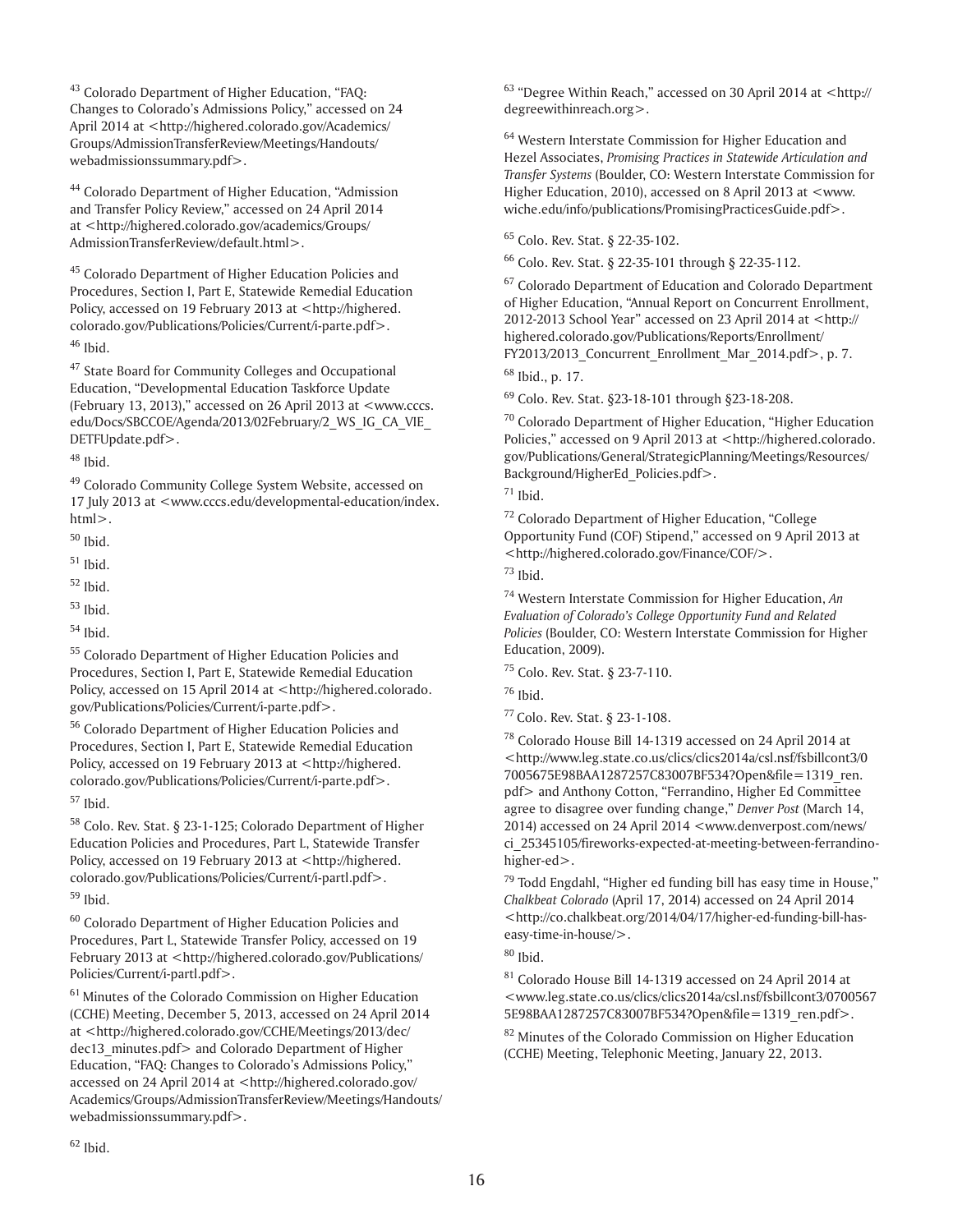[43] Colorado Department of Higher Education, "FAQ: Changes to Colorado's Admissions Policy," accessed on 24 April 2014 at <http://highered.colorado.gov/Academics/Groups/AdmissionTransferReview/Meetings/Handouts/webadmissionssummary.pdf>.

[44] Colorado Department of Higher Education, "Admission and Transfer Policy Review," accessed on 24 April 2014 at <http://highered.colorado.gov/academics/Groups/AdmissionTransferReview/default.html>.

[45] Colorado Department of Higher Education Policies and Procedures, Section I, Part E, Statewide Remedial Education Policy, accessed on 19 February 2013 at <http://highered.colorado.gov/Publications/Policies/Current/i-parte.pdf>.

[46] Ibid.

[47] State Board for Community Colleges and Occupational Education, "Developmental Education Taskforce Update (February 13, 2013)," accessed on 26 April 2013 at <www.cccs.edu/Docs/SBCCOE/Agenda/2013/02February/2_WS_IG_CA_VIE_DETFUpdate.pdf>.

[48] Ibid.

[49] Colorado Community College System Website, accessed on 17 July 2013 at <www.cccs.edu/developmental-education/index.html>.

[50] Ibid.

[51] Ibid.

[52] Ibid.

[53] Ibid.

[54] Ibid.

[55] Colorado Department of Higher Education Policies and Procedures, Section I, Part E, Statewide Remedial Education Policy, accessed on 15 April 2014 at <http://highered.colorado.gov/Publications/Policies/Current/i-parte.pdf>.

[56] Colorado Department of Higher Education Policies and Procedures, Section I, Part E, Statewide Remedial Education Policy, accessed on 19 February 2013 at <http://highered.colorado.gov/Publications/Policies/Current/i-parte.pdf>.

[57] Ibid.

[58] Colo. Rev. Stat. § 23-1-125; Colorado Department of Higher Education Policies and Procedures, Part L, Statewide Transfer Policy, accessed on 19 February 2013 at <http://highered.colorado.gov/Publications/Policies/Current/i-partl.pdf>.

[59] Ibid.

[60] Colorado Department of Higher Education Policies and Procedures, Part L, Statewide Transfer Policy, accessed on 19 February 2013 at <http://highered.colorado.gov/Publications/Policies/Current/i-partl.pdf>.

[61] Minutes of the Colorado Commission on Higher Education (CCHE) Meeting, December 5, 2013, accessed on 24 April 2014 at <http://highered.colorado.gov/CCHE/Meetings/2013/dec/dec13_minutes.pdf> and Colorado Department of Higher Education, "FAQ: Changes to Colorado's Admissions Policy," accessed on 24 April 2014 at <http://highered.colorado.gov/Academics/Groups/AdmissionTransferReview/Meetings/Handouts/webadmissionssummary.pdf>.

[62] Ibid.

[63] "Degree Within Reach," accessed on 30 April 2014 at <http://degreewithinreach.org>.

[64] Western Interstate Commission for Higher Education and Hezel Associates, *Promising Practices in Statewide Articulation and Transfer Systems* (Boulder, CO: Western Interstate Commission for Higher Education, 2010), accessed on 8 April 2013 at <www.wiche.edu/info/publications/PromisingPracticesGuide.pdf>.

[65] Colo. Rev. Stat. § 22-35-102.

[66] Colo. Rev. Stat. § 22-35-101 through § 22-35-112.

[67] Colorado Department of Education and Colorado Department of Higher Education, "Annual Report on Concurrent Enrollment, 2012-2013 School Year" accessed on 23 April 2014 at <http://highered.colorado.gov/Publications/Reports/Enrollment/FY2013/2013_Concurrent_Enrollment_Mar_2014.pdf>, p. 7.

[68] Ibid., p. 17.

[69] Colo. Rev. Stat. §23-18-101 through §23-18-208.

[70] Colorado Department of Higher Education, "Higher Education Policies," accessed on 9 April 2013 at <http://highered.colorado.gov/Publications/General/StrategicPlanning/Meetings/Resources/Background/HigherEd_Policies.pdf>.

[71] Ibid.

[72] Colorado Department of Higher Education, "College Opportunity Fund (COF) Stipend," accessed on 9 April 2013 at <http://highered.colorado.gov/Finance/COF/>.

[73] Ibid.

[74] Western Interstate Commission for Higher Education, *An Evaluation of Colorado's College Opportunity Fund and Related Policies* (Boulder, CO: Western Interstate Commission for Higher Education, 2009).

[75] Colo. Rev. Stat. § 23-7-110.

[76] Ibid.

[77] Colo. Rev. Stat. § 23-1-108.

[78] Colorado House Bill 14-1319 accessed on 24 April 2014 at <http://www.leg.state.co.us/clics/clics2014a/csl.nsf/fsbillcont3/07005675E98BAA1287257C83007BF534?Open&file=1319_ren.pdf> and Anthony Cotton, "Ferrandino, Higher Ed Committee agree to disagree over funding change," *Denver Post* (March 14, 2014) accessed on 24 April 2014 <www.denverpost.com/news/ci_25345105/fireworks-expected-at-meeting-between-ferrandino-higher-ed>.

[79] Todd Engdahl, "Higher ed funding bill has easy time in House," *Chalkbeat Colorado* (April 17, 2014) accessed on 24 April 2014 <http://co.chalkbeat.org/2014/04/17/higher-ed-funding-bill-has-easy-time-in-house/>.

[80] Ibid.

[81] Colorado House Bill 14-1319 accessed on 24 April 2014 at <www.leg.state.co.us/clics/clics2014a/csl.nsf/fsbillcont3/07005675E98BAA1287257C83007BF534?Open&file=1319_ren.pdf>.

[82] Minutes of the Colorado Commission on Higher Education (CCHE) Meeting, Telephonic Meeting, January 22, 2013.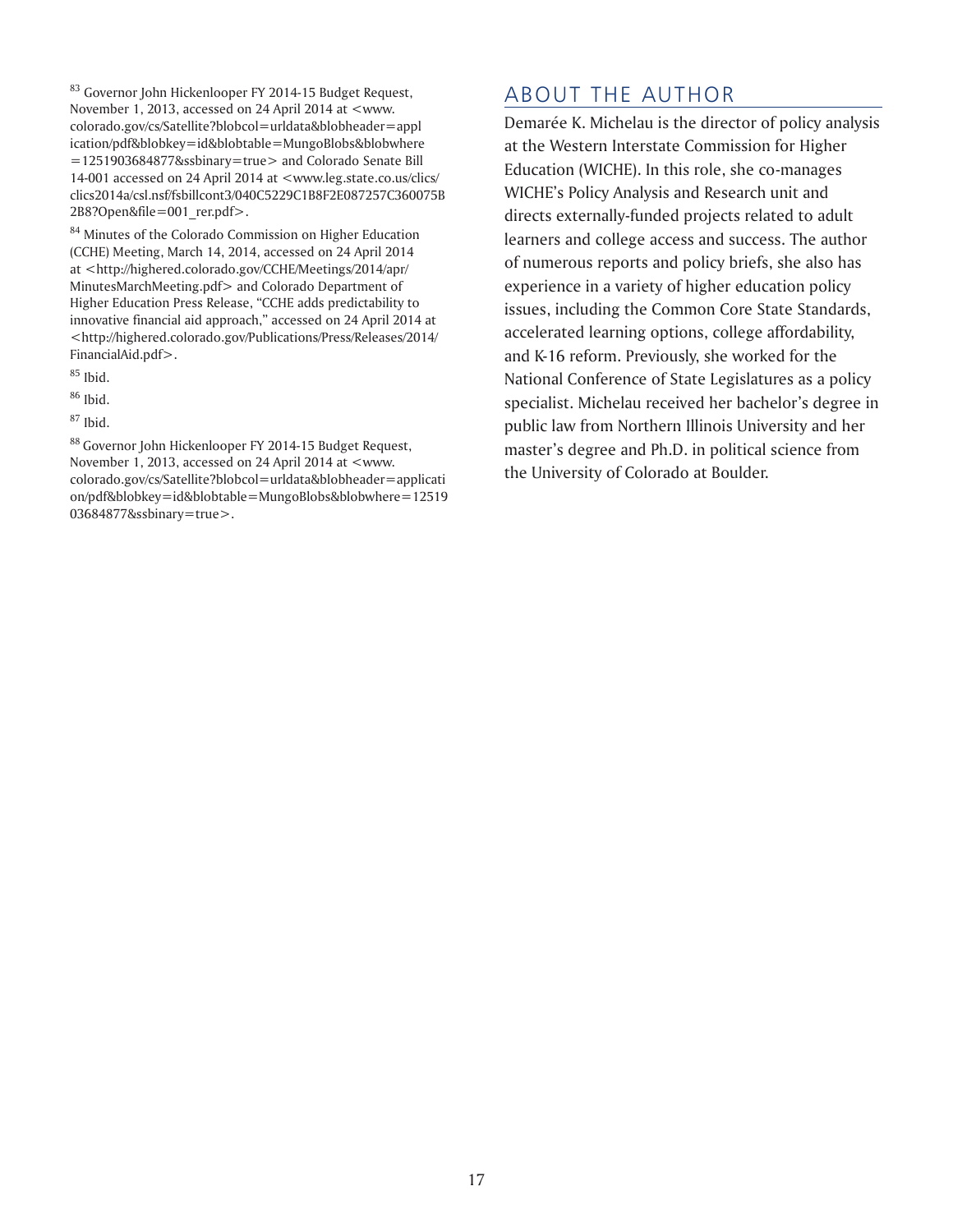[83] Governor John Hickenlooper FY 2014-15 Budget Request, November 1, 2013, accessed on 24 April 2014 at <www.colorado.gov/cs/Satellite?blobcol=urldata&blobheader=application/pdf&blobkey=id&blobtable=MungoBlobs&blobwhere=1251903684877&ssbinary=true> and Colorado Senate Bill 14-001 accessed on 24 April 2014 at <www.leg.state.co.us/clics/clics2014a/csl.nsf/fsbillcont3/040C5229C1B8F2E087257C360075B2B8?Open&file=001_rer.pdf>.

[84] Minutes of the Colorado Commission on Higher Education (CCHE) Meeting, March 14, 2014, accessed on 24 April 2014 at <http://highered.colorado.gov/CCHE/Meetings/2014/apr/MinutesMarchMeeting.pdf> and Colorado Department of Higher Education Press Release, "CCHE adds predictability to innovative financial aid approach," accessed on 24 April 2014 at <http://highered.colorado.gov/Publications/Press/Releases/2014/FinancialAid.pdf>.

[85] Ibid.

[86] Ibid.

[87] Ibid.

[88] Governor John Hickenlooper FY 2014-15 Budget Request, November 1, 2013, accessed on 24 April 2014 at <www.colorado.gov/cs/Satellite?blobcol=urldata&blobheader=application/pdf&blobkey=id&blobtable=MungoBlobs&blobwhere=1251903684877&ssbinary=true>.

## ABOUT THE AUTHOR

Demarée K. Michelau is the director of policy analysis at the Western Interstate Commission for Higher Education (WICHE). In this role, she co-manages WICHE's Policy Analysis and Research unit and directs externally-funded projects related to adult learners and college access and success. The author of numerous reports and policy briefs, she also has experience in a variety of higher education policy issues, including the Common Core State Standards, accelerated learning options, college affordability, and K-16 reform. Previously, she worked for the National Conference of State Legislatures as a policy specialist. Michelau received her bachelor's degree in public law from Northern Illinois University and her master's degree and Ph.D. in political science from the University of Colorado at Boulder.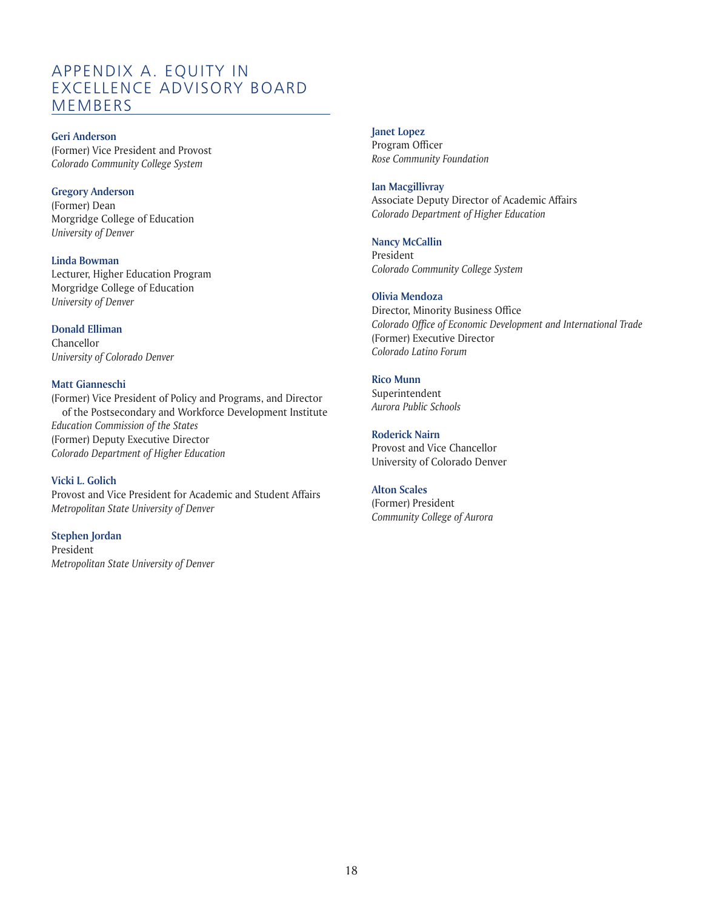# APPENDIX A. EQUITY IN EXCELLENCE ADVISORY BOARD MEMBERS

**Geri Anderson**
(Former) Vice President and Provost
*Colorado Community College System*

**Gregory Anderson**
(Former) Dean
Morgridge College of Education
*University of Denver*

**Linda Bowman**
Lecturer, Higher Education Program
Morgridge College of Education
*University of Denver*

**Donald Elliman**
Chancellor
*University of Colorado Denver*

**Matt Gianneschi**
(Former) Vice President of Policy and Programs, and Director of the Postsecondary and Workforce Development Institute
*Education Commission of the States*
(Former) Deputy Executive Director
*Colorado Department of Higher Education*

**Vicki L. Golich**
Provost and Vice President for Academic and Student Affairs
*Metropolitan State University of Denver*

**Stephen Jordan**
President
*Metropolitan State University of Denver*

**Janet Lopez**
Program Officer
*Rose Community Foundation*

**Ian Macgillivray**
Associate Deputy Director of Academic Affairs
*Colorado Department of Higher Education*

**Nancy McCallin**
President
*Colorado Community College System*

**Olivia Mendoza**
Director, Minority Business Office
*Colorado Office of Economic Development and International Trade*
(Former) Executive Director
*Colorado Latino Forum*

**Rico Munn**
Superintendent
*Aurora Public Schools*

**Roderick Nairn**
Provost and Vice Chancellor
University of Colorado Denver

**Alton Scales**
(Former) President
*Community College of Aurora*